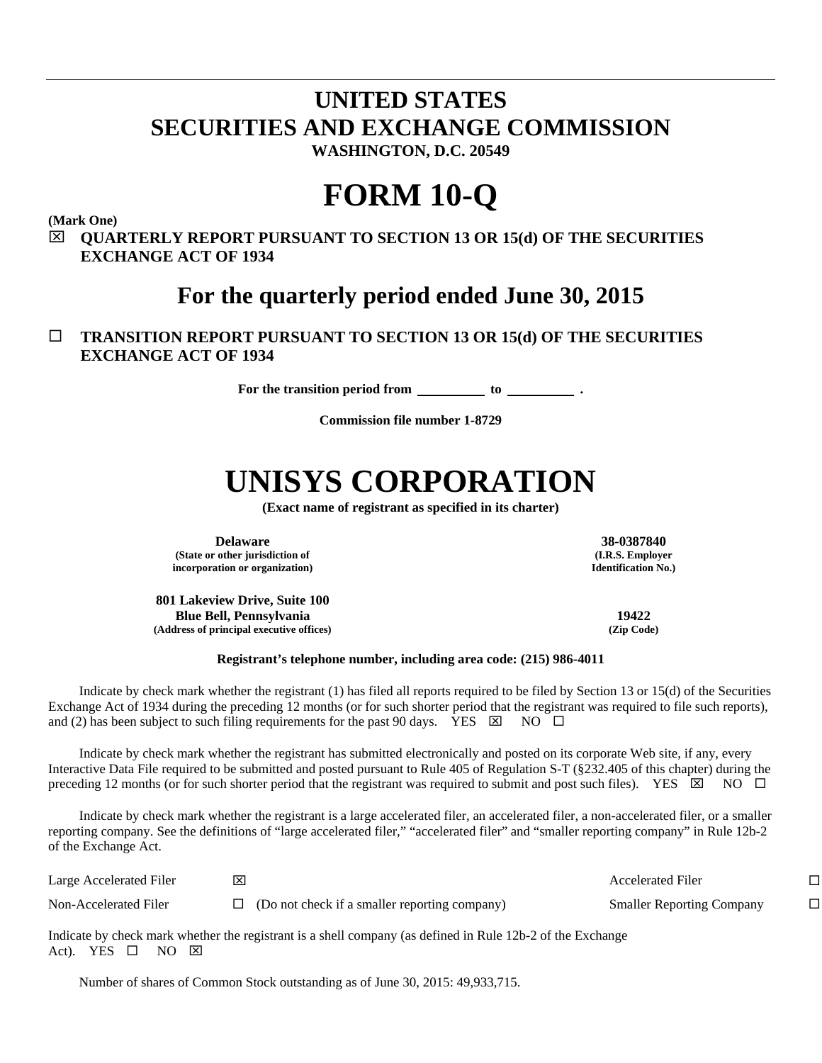# UNITED STATES
# SECURITIES AND EXCHANGE COMMISSION
**WASHINGTON, D.C. 20549**

# FORM 10-Q

**(Mark One)**

☒ **QUARTERLY REPORT PURSUANT TO SECTION 13 OR 15(d) OF THE SECURITIES EXCHANGE ACT OF 1934**

## For the quarterly period ended June 30, 2015

☐ **TRANSITION REPORT PURSUANT TO SECTION 13 OR 15(d) OF THE SECURITIES EXCHANGE ACT OF 1934**

**For the transition period from \_\_\_\_\_\_\_\_\_\_ to \_\_\_\_\_\_\_\_\_\_ .**

**Commission file number 1-8729**

# UNISYS CORPORATION

**(Exact name of registrant as specified in its charter)**

| | |
|---|---|
| **Delaware** | **38-0387840** |
| **(State or other jurisdiction of incorporation or organization)** | **(I.R.S. Employer Identification No.)** |
| **801 Lakeview Drive, Suite 100**<br>**Blue Bell, Pennsylvania** | **19422** |
| **(Address of principal executive offices)** | **(Zip Code)** |

**Registrant's telephone number, including area code: (215) 986-4011**

Indicate by check mark whether the registrant (1) has filed all reports required to be filed by Section 13 or 15(d) of the Securities Exchange Act of 1934 during the preceding 12 months (or for such shorter period that the registrant was required to file such reports), and (2) has been subject to such filing requirements for the past 90 days. YES ☒ NO ☐

Indicate by check mark whether the registrant has submitted electronically and posted on its corporate Web site, if any, every Interactive Data File required to be submitted and posted pursuant to Rule 405 of Regulation S-T (§232.405 of this chapter) during the preceding 12 months (or for such shorter period that the registrant was required to submit and post such files). YES ☒ NO ☐

Indicate by check mark whether the registrant is a large accelerated filer, an accelerated filer, a non-accelerated filer, or a smaller reporting company. See the definitions of "large accelerated filer," "accelerated filer" and "smaller reporting company" in Rule 12b-2 of the Exchange Act.

| | | | |
|---|---|---|---|
| Large Accelerated Filer | ☒ | Accelerated Filer | ☐ |
| Non-Accelerated Filer | ☐ (Do not check if a smaller reporting company) | Smaller Reporting Company | ☐ |

Indicate by check mark whether the registrant is a shell company (as defined in Rule 12b-2 of the Exchange Act). YES ☐ NO ☒

Number of shares of Common Stock outstanding as of June 30, 2015: 49,933,715.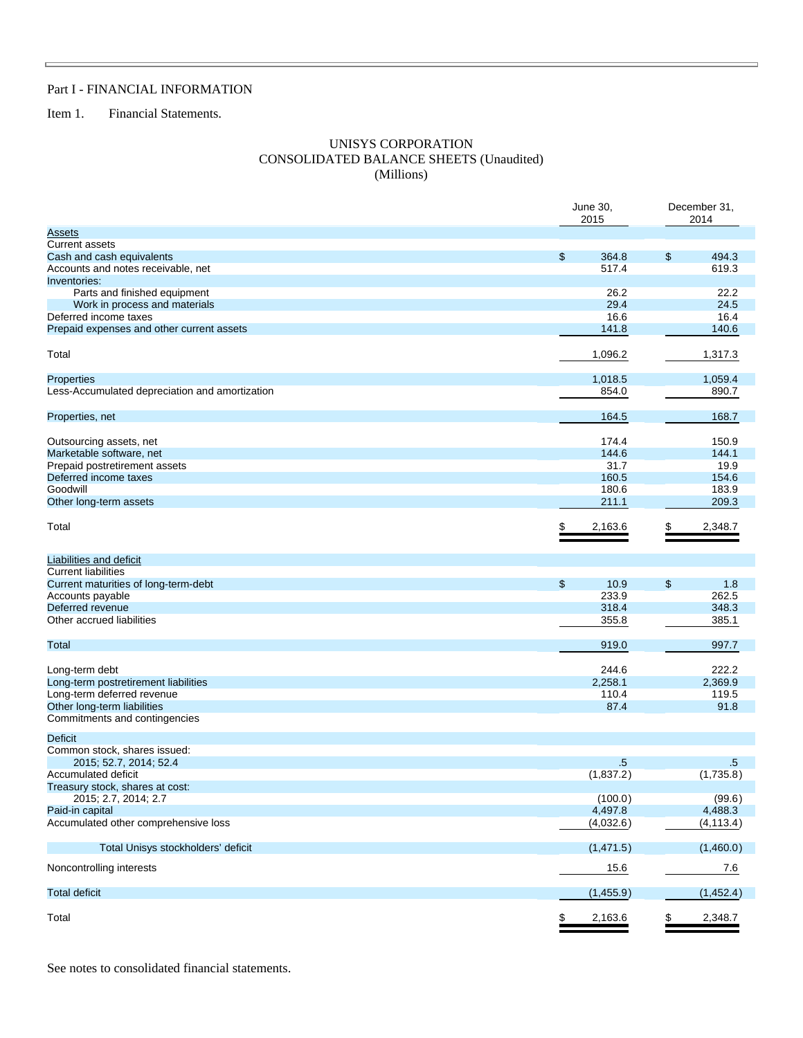Part I - FINANCIAL INFORMATION

Item 1. Financial Statements.

# UNISYS CORPORATION
## CONSOLIDATED BALANCE SHEETS (Unaudited)
### (Millions)

| | June 30, 2015 | December 31, 2014 |
|---|---|---|
| Assets | | |
| Current assets | | |
| Cash and cash equivalents | $ 364.8 | $ 494.3 |
| Accounts and notes receivable, net | 517.4 | 619.3 |
| Inventories: | | |
| Parts and finished equipment | 26.2 | 22.2 |
| Work in process and materials | 29.4 | 24.5 |
| Deferred income taxes | 16.6 | 16.4 |
| Prepaid expenses and other current assets | 141.8 | 140.6 |
| Total | 1,096.2 | 1,317.3 |
| Properties | 1,018.5 | 1,059.4 |
| Less-Accumulated depreciation and amortization | 854.0 | 890.7 |
| Properties, net | 164.5 | 168.7 |
| Outsourcing assets, net | 174.4 | 150.9 |
| Marketable software, net | 144.6 | 144.1 |
| Prepaid postretirement assets | 31.7 | 19.9 |
| Deferred income taxes | 160.5 | 154.6 |
| Goodwill | 180.6 | 183.9 |
| Other long-term assets | 211.1 | 209.3 |
| Total | $ 2,163.6 | $ 2,348.7 |
| Liabilities and deficit | | |
| Current liabilities | | |
| Current maturities of long-term-debt | $ 10.9 | $ 1.8 |
| Accounts payable | 233.9 | 262.5 |
| Deferred revenue | 318.4 | 348.3 |
| Other accrued liabilities | 355.8 | 385.1 |
| Total | 919.0 | 997.7 |
| Long-term debt | 244.6 | 222.2 |
| Long-term postretirement liabilities | 2,258.1 | 2,369.9 |
| Long-term deferred revenue | 110.4 | 119.5 |
| Other long-term liabilities | 87.4 | 91.8 |
| Commitments and contingencies | | |
| Deficit | | |
| Common stock, shares issued: 2015; 52.7, 2014; 52.4 | .5 | .5 |
| Accumulated deficit | (1,837.2) | (1,735.8) |
| Treasury stock, shares at cost: 2015; 2.7, 2014; 2.7 | (100.0) | (99.6) |
| Paid-in capital | 4,497.8 | 4,488.3 |
| Accumulated other comprehensive loss | (4,032.6) | (4,113.4) |
| Total Unisys stockholders' deficit | (1,471.5) | (1,460.0) |
| Noncontrolling interests | 15.6 | 7.6 |
| Total deficit | (1,455.9) | (1,452.4) |
| Total | $ 2,163.6 | $ 2,348.7 |

See notes to consolidated financial statements.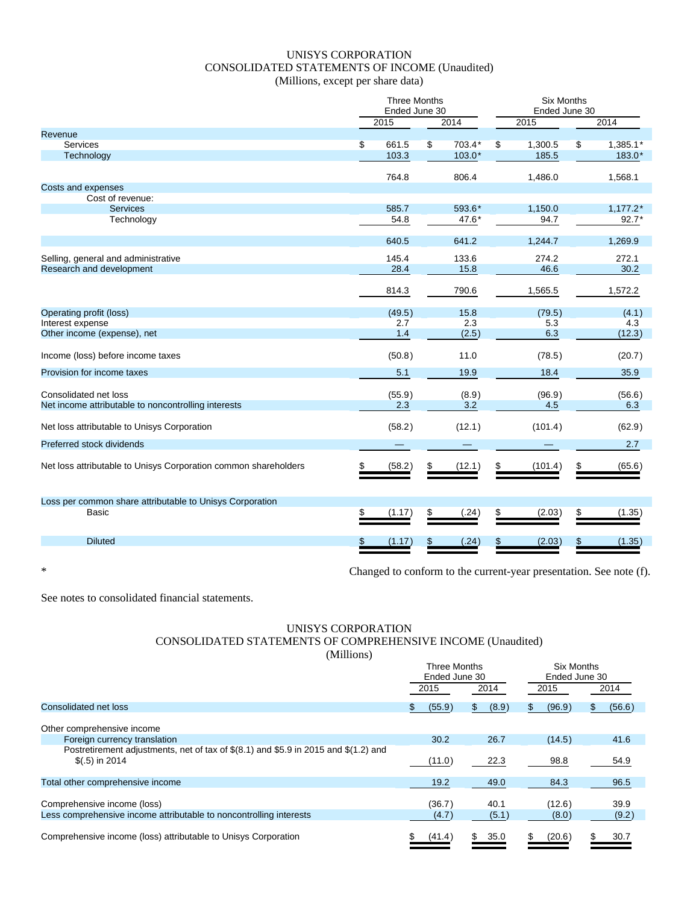# UNISYS CORPORATION
## CONSOLIDATED STATEMENTS OF INCOME (Unaudited)
### (Millions, except per share data)

| | Three Months Ended June 30 | | Six Months Ended June 30 | |
|---|---|---|---|---|
| | 2015 | 2014 | 2015 | 2014 |
| **Revenue** | | | | |
| Services | $ 661.5 | $ 703.4* | $ 1,300.5 | $ 1,385.1* |
| Technology | 103.3 | 103.0* | 185.5 | 183.0* |
| | 764.8 | 806.4 | 1,486.0 | 1,568.1 |
| **Costs and expenses** | | | | |
| Cost of revenue: | | | | |
| Services | 585.7 | 593.6* | 1,150.0 | 1,177.2* |
| Technology | 54.8 | 47.6* | 94.7 | 92.7* |
| | 640.5 | 641.2 | 1,244.7 | 1,269.9 |
| Selling, general and administrative | 145.4 | 133.6 | 274.2 | 272.1 |
| Research and development | 28.4 | 15.8 | 46.6 | 30.2 |
| | 814.3 | 790.6 | 1,565.5 | 1,572.2 |
| Operating profit (loss) | (49.5) | 15.8 | (79.5) | (4.1) |
| Interest expense | 2.7 | 2.3 | 5.3 | 4.3 |
| Other income (expense), net | 1.4 | (2.5) | 6.3 | (12.3) |
| Income (loss) before income taxes | (50.8) | 11.0 | (78.5) | (20.7) |
| Provision for income taxes | 5.1 | 19.9 | 18.4 | 35.9 |
| Consolidated net loss | (55.9) | (8.9) | (96.9) | (56.6) |
| Net income attributable to noncontrolling interests | 2.3 | 3.2 | 4.5 | 6.3 |
| Net loss attributable to Unisys Corporation | (58.2) | (12.1) | (101.4) | (62.9) |
| Preferred stock dividends | — | — | — | 2.7 |
| Net loss attributable to Unisys Corporation common shareholders | $ (58.2) | $ (12.1) | $ (101.4) | $ (65.6) |
| Loss per common share attributable to Unisys Corporation | | | | |
| Basic | $ (1.17) | $ (.24) | $ (2.03) | $ (1.35) |
| Diluted | $ (1.17) | $ (.24) | $ (2.03) | $ (1.35) |

\* Changed to conform to the current-year presentation. See note (f).

See notes to consolidated financial statements.

# UNISYS CORPORATION
## CONSOLIDATED STATEMENTS OF COMPREHENSIVE INCOME (Unaudited)
### (Millions)

| | Three Months Ended June 30 | | Six Months Ended June 30 | |
|---|---|---|---|---|
| | 2015 | 2014 | 2015 | 2014 |
| Consolidated net loss | $ (55.9) | $ (8.9) | $ (96.9) | $ (56.6) |
| Other comprehensive income | | | | |
| Foreign currency translation | 30.2 | 26.7 | (14.5) | 41.6 |
| Postretirement adjustments, net of tax of $(8.1) and $5.9 in 2015 and $(1.2) and $(.5) in 2014 | (11.0) | 22.3 | 98.8 | 54.9 |
| Total other comprehensive income | 19.2 | 49.0 | 84.3 | 96.5 |
| Comprehensive income (loss) | (36.7) | 40.1 | (12.6) | 39.9 |
| Less comprehensive income attributable to noncontrolling interests | (4.7) | (5.1) | (8.0) | (9.2) |
| Comprehensive income (loss) attributable to Unisys Corporation | $ (41.4) | $ 35.0 | $ (20.6) | $ 30.7 |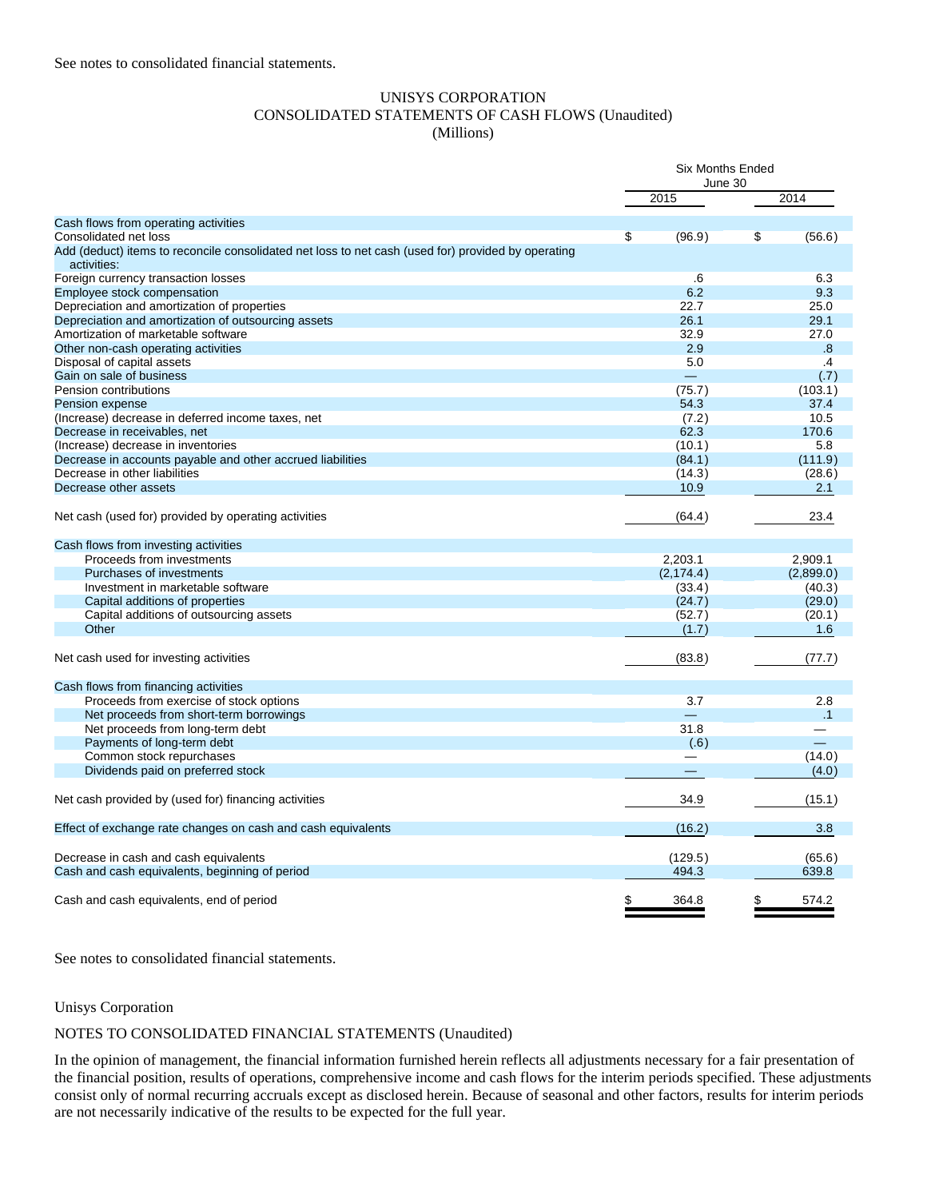See notes to consolidated financial statements.

UNISYS CORPORATION
CONSOLIDATED STATEMENTS OF CASH FLOWS (Unaudited)
(Millions)

| | Six Months Ended June 30 | |
|---|---|---|
| | 2015 | 2014 |
| **Cash flows from operating activities** | | |
| Consolidated net loss | $ (96.9) | $ (56.6) |
| Add (deduct) items to reconcile consolidated net loss to net cash (used for) provided by operating activities: | | |
| Foreign currency transaction losses | .6 | 6.3 |
| Employee stock compensation | 6.2 | 9.3 |
| Depreciation and amortization of properties | 22.7 | 25.0 |
| Depreciation and amortization of outsourcing assets | 26.1 | 29.1 |
| Amortization of marketable software | 32.9 | 27.0 |
| Other non-cash operating activities | 2.9 | .8 |
| Disposal of capital assets | 5.0 | .4 |
| Gain on sale of business | — | (.7) |
| Pension contributions | (75.7) | (103.1) |
| Pension expense | 54.3 | 37.4 |
| (Increase) decrease in deferred income taxes, net | (7.2) | 10.5 |
| Decrease in receivables, net | 62.3 | 170.6 |
| (Increase) decrease in inventories | (10.1) | 5.8 |
| Decrease in accounts payable and other accrued liabilities | (84.1) | (111.9) |
| Decrease in other liabilities | (14.3) | (28.6) |
| Decrease other assets | 10.9 | 2.1 |
| Net cash (used for) provided by operating activities | (64.4) | 23.4 |
| **Cash flows from investing activities** | | |
| Proceeds from investments | 2,203.1 | 2,909.1 |
| Purchases of investments | (2,174.4) | (2,899.0) |
| Investment in marketable software | (33.4) | (40.3) |
| Capital additions of properties | (24.7) | (29.0) |
| Capital additions of outsourcing assets | (52.7) | (20.1) |
| Other | (1.7) | 1.6 |
| Net cash used for investing activities | (83.8) | (77.7) |
| **Cash flows from financing activities** | | |
| Proceeds from exercise of stock options | 3.7 | 2.8 |
| Net proceeds from short-term borrowings | — | .1 |
| Net proceeds from long-term debt | 31.8 | — |
| Payments of long-term debt | (.6) | — |
| Common stock repurchases | — | (14.0) |
| Dividends paid on preferred stock | — | (4.0) |
| Net cash provided by (used for) financing activities | 34.9 | (15.1) |
| Effect of exchange rate changes on cash and cash equivalents | (16.2) | 3.8 |
| Decrease in cash and cash equivalents | (129.5) | (65.6) |
| Cash and cash equivalents, beginning of period | 494.3 | 639.8 |
| Cash and cash equivalents, end of period | $ 364.8 | $ 574.2 |

See notes to consolidated financial statements.

Unisys Corporation

NOTES TO CONSOLIDATED FINANCIAL STATEMENTS (Unaudited)

In the opinion of management, the financial information furnished herein reflects all adjustments necessary for a fair presentation of the financial position, results of operations, comprehensive income and cash flows for the interim periods specified. These adjustments consist only of normal recurring accruals except as disclosed herein. Because of seasonal and other factors, results for interim periods are not necessarily indicative of the results to be expected for the full year.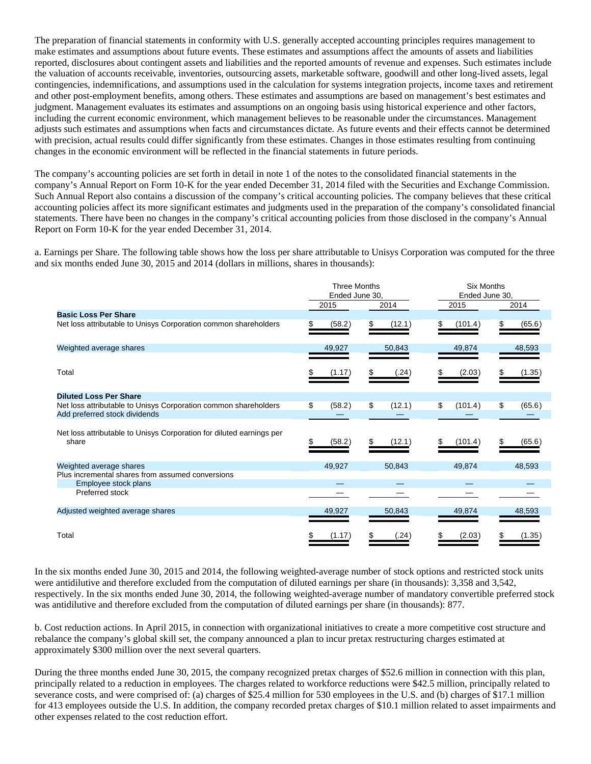The preparation of financial statements in conformity with U.S. generally accepted accounting principles requires management to make estimates and assumptions about future events. These estimates and assumptions affect the amounts of assets and liabilities reported, disclosures about contingent assets and liabilities and the reported amounts of revenue and expenses. Such estimates include the valuation of accounts receivable, inventories, outsourcing assets, marketable software, goodwill and other long-lived assets, legal contingencies, indemnifications, and assumptions used in the calculation for systems integration projects, income taxes and retirement and other post-employment benefits, among others. These estimates and assumptions are based on management's best estimates and judgment. Management evaluates its estimates and assumptions on an ongoing basis using historical experience and other factors, including the current economic environment, which management believes to be reasonable under the circumstances. Management adjusts such estimates and assumptions when facts and circumstances dictate. As future events and their effects cannot be determined with precision, actual results could differ significantly from these estimates. Changes in those estimates resulting from continuing changes in the economic environment will be reflected in the financial statements in future periods.

The company's accounting policies are set forth in detail in note 1 of the notes to the consolidated financial statements in the company's Annual Report on Form 10-K for the year ended December 31, 2014 filed with the Securities and Exchange Commission. Such Annual Report also contains a discussion of the company's critical accounting policies. The company believes that these critical accounting policies affect its more significant estimates and judgments used in the preparation of the company's consolidated financial statements. There have been no changes in the company's critical accounting policies from those disclosed in the company's Annual Report on Form 10-K for the year ended December 31, 2014.

a. Earnings per Share. The following table shows how the loss per share attributable to Unisys Corporation was computed for the three and six months ended June 30, 2015 and 2014 (dollars in millions, shares in thousands):

| | Three Months Ended June 30, | | Six Months Ended June 30, | |
|---|---|---|---|---|
| | 2015 | 2014 | 2015 | 2014 |
| **Basic Loss Per Share** | | | | |
| Net loss attributable to Unisys Corporation common shareholders | $ (58.2) | $ (12.1) | $ (101.4) | $ (65.6) |
| Weighted average shares | 49,927 | 50,843 | 49,874 | 48,593 |
| Total | $ (1.17) | $ (.24) | $ (2.03) | $ (1.35) |
| **Diluted Loss Per Share** | | | | |
| Net loss attributable to Unisys Corporation common shareholders | $ (58.2) | $ (12.1) | $ (101.4) | $ (65.6) |
| Add preferred stock dividends | — | — | — | — |
| Net loss attributable to Unisys Corporation for diluted earnings per share | $ (58.2) | $ (12.1) | $ (101.4) | $ (65.6) |
| Weighted average shares | 49,927 | 50,843 | 49,874 | 48,593 |
| Plus incremental shares from assumed conversions | | | | |
| Employee stock plans | — | — | — | — |
| Preferred stock | — | — | — | — |
| Adjusted weighted average shares | 49,927 | 50,843 | 49,874 | 48,593 |
| Total | $ (1.17) | $ (.24) | $ (2.03) | $ (1.35) |

In the six months ended June 30, 2015 and 2014, the following weighted-average number of stock options and restricted stock units were antidilutive and therefore excluded from the computation of diluted earnings per share (in thousands): 3,358 and 3,542, respectively. In the six months ended June 30, 2014, the following weighted-average number of mandatory convertible preferred stock was antidilutive and therefore excluded from the computation of diluted earnings per share (in thousands): 877.

b. Cost reduction actions. In April 2015, in connection with organizational initiatives to create a more competitive cost structure and rebalance the company's global skill set, the company announced a plan to incur pretax restructuring charges estimated at approximately $300 million over the next several quarters.

During the three months ended June 30, 2015, the company recognized pretax charges of $52.6 million in connection with this plan, principally related to a reduction in employees. The charges related to workforce reductions were $42.5 million, principally related to severance costs, and were comprised of: (a) charges of $25.4 million for 530 employees in the U.S. and (b) charges of $17.1 million for 413 employees outside the U.S. In addition, the company recorded pretax charges of $10.1 million related to asset impairments and other expenses related to the cost reduction effort.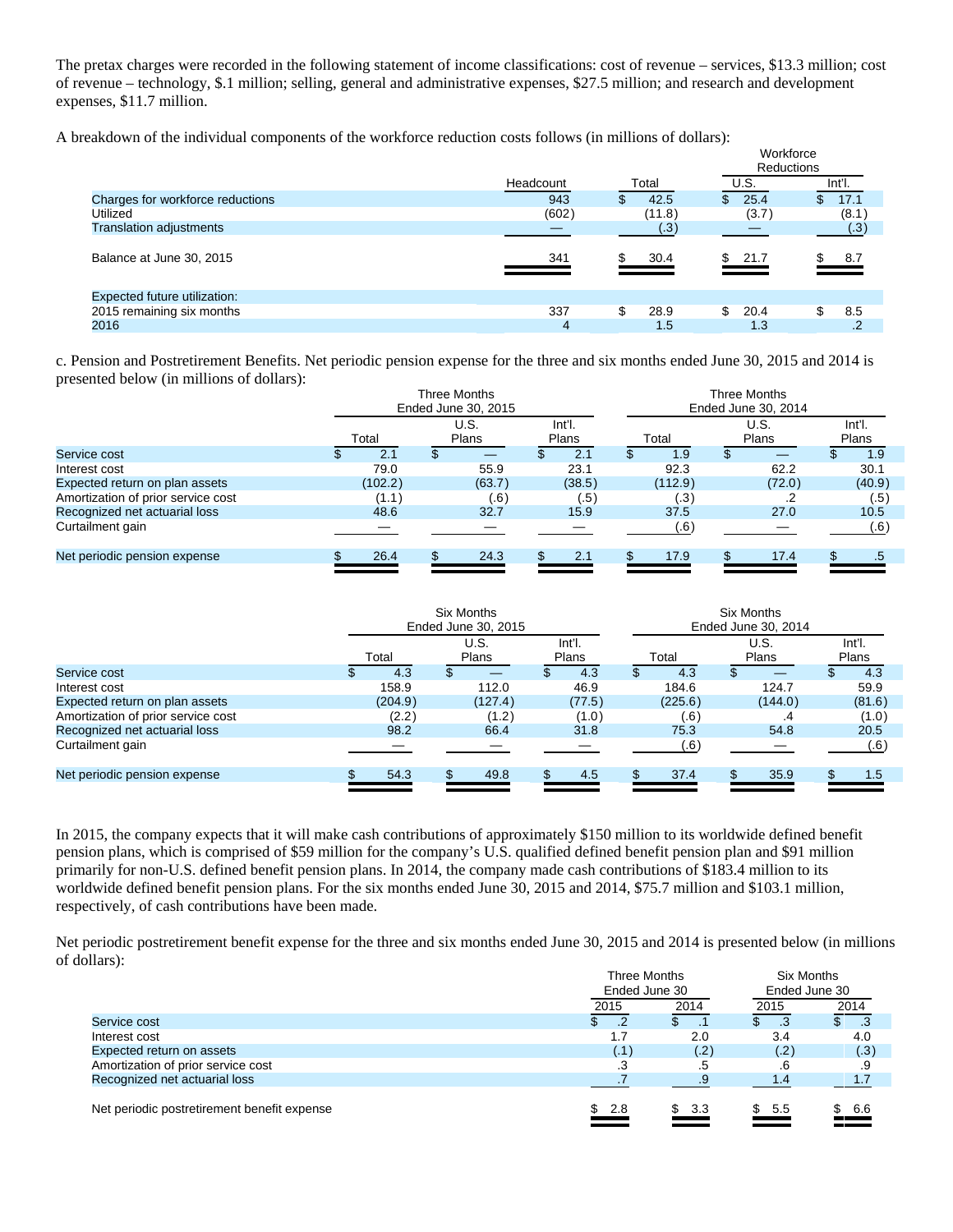The pretax charges were recorded in the following statement of income classifications: cost of revenue – services, $13.3 million; cost of revenue – technology, $.1 million; selling, general and administrative expenses, $27.5 million; and research and development expenses, $11.7 million.

A breakdown of the individual components of the workforce reduction costs follows (in millions of dollars):

| | | | Workforce Reductions | |
|---|---|---|---|---|
| | Headcount | Total | U.S. | Int'l. |
| Charges for workforce reductions | 943 | $ 42.5 | $ 25.4 | $ 17.1 |
| Utilized | (602) | (11.8) | (3.7) | (8.1) |
| Translation adjustments | — | (.3) | — | (.3) |
| Balance at June 30, 2015 | 341 | $ 30.4 | $ 21.7 | $ 8.7 |
| Expected future utilization: | | | | |
| 2015 remaining six months | 337 | $ 28.9 | $ 20.4 | $ 8.5 |
| 2016 | 4 | 1.5 | 1.3 | .2 |

c. Pension and Postretirement Benefits. Net periodic pension expense for the three and six months ended June 30, 2015 and 2014 is presented below (in millions of dollars):

| | Three Months Ended June 30, 2015 | | | Three Months Ended June 30, 2014 | | |
|---|---|---|---|---|---|---|
| | Total | U.S. Plans | Int'l. Plans | Total | U.S. Plans | Int'l. Plans |
| Service cost | $ 2.1 | $ — | $ 2.1 | $ 1.9 | $ — | $ 1.9 |
| Interest cost | 79.0 | 55.9 | 23.1 | 92.3 | 62.2 | 30.1 |
| Expected return on plan assets | (102.2) | (63.7) | (38.5) | (112.9) | (72.0) | (40.9) |
| Amortization of prior service cost | (1.1) | (.6) | (.5) | (.3) | .2 | (.5) |
| Recognized net actuarial loss | 48.6 | 32.7 | 15.9 | 37.5 | 27.0 | 10.5 |
| Curtailment gain | — | — | — | (.6) | — | (.6) |
| Net periodic pension expense | $ 26.4 | $ 24.3 | $ 2.1 | $ 17.9 | $ 17.4 | $ .5 |

| | Six Months Ended June 30, 2015 | | | Six Months Ended June 30, 2014 | | |
|---|---|---|---|---|---|---|
| | Total | U.S. Plans | Int'l. Plans | Total | U.S. Plans | Int'l. Plans |
| Service cost | $ 4.3 | $ — | $ 4.3 | $ 4.3 | $ — | $ 4.3 |
| Interest cost | 158.9 | 112.0 | 46.9 | 184.6 | 124.7 | 59.9 |
| Expected return on plan assets | (204.9) | (127.4) | (77.5) | (225.6) | (144.0) | (81.6) |
| Amortization of prior service cost | (2.2) | (1.2) | (1.0) | (.6) | .4 | (1.0) |
| Recognized net actuarial loss | 98.2 | 66.4 | 31.8 | 75.3 | 54.8 | 20.5 |
| Curtailment gain | — | — | — | (.6) | — | (.6) |
| Net periodic pension expense | $ 54.3 | $ 49.8 | $ 4.5 | $ 37.4 | $ 35.9 | $ 1.5 |

In 2015, the company expects that it will make cash contributions of approximately $150 million to its worldwide defined benefit pension plans, which is comprised of $59 million for the company's U.S. qualified defined benefit pension plan and $91 million primarily for non-U.S. defined benefit pension plans. In 2014, the company made cash contributions of $183.4 million to its worldwide defined benefit pension plans. For the six months ended June 30, 2015 and 2014, $75.7 million and $103.1 million, respectively, of cash contributions have been made.

Net periodic postretirement benefit expense for the three and six months ended June 30, 2015 and 2014 is presented below (in millions of dollars):

| | Three Months Ended June 30 | | Six Months Ended June 30 | |
|---|---|---|---|---|
| | 2015 | 2014 | 2015 | 2014 |
| Service cost | $ .2 | $ .1 | $ .3 | $ .3 |
| Interest cost | 1.7 | 2.0 | 3.4 | 4.0 |
| Expected return on assets | (.1) | (.2) | (.2) | (.3) |
| Amortization of prior service cost | .3 | .5 | .6 | .9 |
| Recognized net actuarial loss | .7 | .9 | 1.4 | 1.7 |
| Net periodic postretirement benefit expense | $ 2.8 | $ 3.3 | $ 5.5 | $ 6.6 |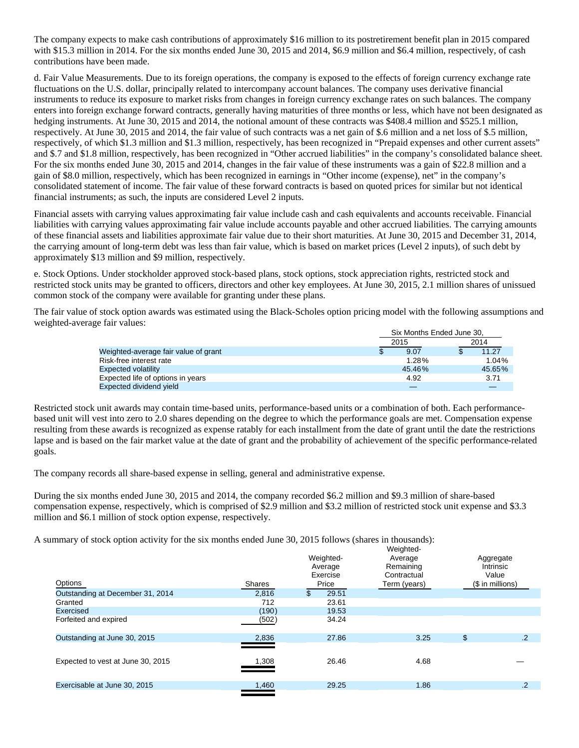The company expects to make cash contributions of approximately $16 million to its postretirement benefit plan in 2015 compared with $15.3 million in 2014. For the six months ended June 30, 2015 and 2014, $6.9 million and $6.4 million, respectively, of cash contributions have been made.

d. Fair Value Measurements. Due to its foreign operations, the company is exposed to the effects of foreign currency exchange rate fluctuations on the U.S. dollar, principally related to intercompany account balances. The company uses derivative financial instruments to reduce its exposure to market risks from changes in foreign currency exchange rates on such balances. The company enters into foreign exchange forward contracts, generally having maturities of three months or less, which have not been designated as hedging instruments. At June 30, 2015 and 2014, the notional amount of these contracts was $408.4 million and $525.1 million, respectively. At June 30, 2015 and 2014, the fair value of such contracts was a net gain of $.6 million and a net loss of $.5 million, respectively, of which $1.3 million and $1.3 million, respectively, has been recognized in "Prepaid expenses and other current assets" and $.7 and $1.8 million, respectively, has been recognized in "Other accrued liabilities" in the company's consolidated balance sheet. For the six months ended June 30, 2015 and 2014, changes in the fair value of these instruments was a gain of $22.8 million and a gain of $8.0 million, respectively, which has been recognized in earnings in "Other income (expense), net" in the company's consolidated statement of income. The fair value of these forward contracts is based on quoted prices for similar but not identical financial instruments; as such, the inputs are considered Level 2 inputs.

Financial assets with carrying values approximating fair value include cash and cash equivalents and accounts receivable. Financial liabilities with carrying values approximating fair value include accounts payable and other accrued liabilities. The carrying amounts of these financial assets and liabilities approximate fair value due to their short maturities. At June 30, 2015 and December 31, 2014, the carrying amount of long-term debt was less than fair value, which is based on market prices (Level 2 inputs), of such debt by approximately $13 million and $9 million, respectively.

e. Stock Options. Under stockholder approved stock-based plans, stock options, stock appreciation rights, restricted stock and restricted stock units may be granted to officers, directors and other key employees. At June 30, 2015, 2.1 million shares of unissued common stock of the company were available for granting under these plans.

The fair value of stock option awards was estimated using the Black-Scholes option pricing model with the following assumptions and weighted-average fair values:

| | Six Months Ended June 30, | |
|---|---|---|
| | 2015 | 2014 |
| Weighted-average fair value of grant | $ 9.07 | $ 11.27 |
| Risk-free interest rate | 1.28% | 1.04% |
| Expected volatility | 45.46% | 45.65% |
| Expected life of options in years | 4.92 | 3.71 |
| Expected dividend yield | — | — |

Restricted stock unit awards may contain time-based units, performance-based units or a combination of both. Each performance-based unit will vest into zero to 2.0 shares depending on the degree to which the performance goals are met. Compensation expense resulting from these awards is recognized as expense ratably for each installment from the date of grant until the date the restrictions lapse and is based on the fair market value at the date of grant and the probability of achievement of the specific performance-related goals.

The company records all share-based expense in selling, general and administrative expense.

During the six months ended June 30, 2015 and 2014, the company recorded $6.2 million and $9.3 million of share-based compensation expense, respectively, which is comprised of $2.9 million and $3.2 million of restricted stock unit expense and $3.3 million and $6.1 million of stock option expense, respectively.

A summary of stock option activity for the six months ended June 30, 2015 follows (shares in thousands):

| Options | Shares | Weighted-Average Exercise Price | Weighted-Average Remaining Contractual Term (years) | Aggregate Intrinsic Value ($ in millions) |
|---|---|---|---|---|
| Outstanding at December 31, 2014 | 2,816 | $ 29.51 | | |
| Granted | 712 | 23.61 | | |
| Exercised | (190) | 19.53 | | |
| Forfeited and expired | (502) | 34.24 | | |
| Outstanding at June 30, 2015 | 2,836 | 27.86 | 3.25 | $ .2 |
| Expected to vest at June 30, 2015 | 1,308 | 26.46 | 4.68 | — |
| Exercisable at June 30, 2015 | 1,460 | 29.25 | 1.86 | .2 |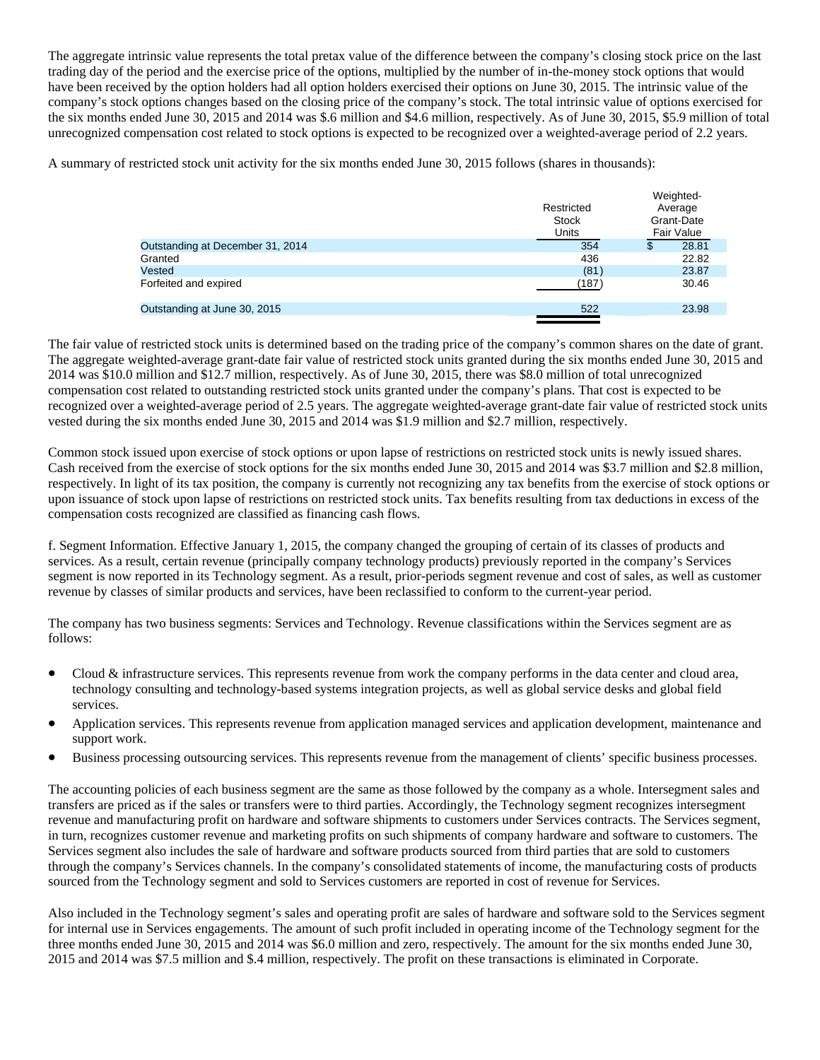The aggregate intrinsic value represents the total pretax value of the difference between the company's closing stock price on the last trading day of the period and the exercise price of the options, multiplied by the number of in-the-money stock options that would have been received by the option holders had all option holders exercised their options on June 30, 2015. The intrinsic value of the company's stock options changes based on the closing price of the company's stock. The total intrinsic value of options exercised for the six months ended June 30, 2015 and 2014 was $.6 million and $4.6 million, respectively. As of June 30, 2015, $5.9 million of total unrecognized compensation cost related to stock options is expected to be recognized over a weighted-average period of 2.2 years.

A summary of restricted stock unit activity for the six months ended June 30, 2015 follows (shares in thousands):

| | Restricted Stock Units | Weighted-Average Grant-Date Fair Value |
|---|---|---|
| Outstanding at December 31, 2014 | 354 | $ 28.81 |
| Granted | 436 | 22.82 |
| Vested | (81) | 23.87 |
| Forfeited and expired | (187) | 30.46 |
| Outstanding at June 30, 2015 | 522 | 23.98 |

The fair value of restricted stock units is determined based on the trading price of the company's common shares on the date of grant. The aggregate weighted-average grant-date fair value of restricted stock units granted during the six months ended June 30, 2015 and 2014 was $10.0 million and $12.7 million, respectively. As of June 30, 2015, there was $8.0 million of total unrecognized compensation cost related to outstanding restricted stock units granted under the company's plans. That cost is expected to be recognized over a weighted-average period of 2.5 years. The aggregate weighted-average grant-date fair value of restricted stock units vested during the six months ended June 30, 2015 and 2014 was $1.9 million and $2.7 million, respectively.

Common stock issued upon exercise of stock options or upon lapse of restrictions on restricted stock units is newly issued shares. Cash received from the exercise of stock options for the six months ended June 30, 2015 and 2014 was $3.7 million and $2.8 million, respectively. In light of its tax position, the company is currently not recognizing any tax benefits from the exercise of stock options or upon issuance of stock upon lapse of restrictions on restricted stock units. Tax benefits resulting from tax deductions in excess of the compensation costs recognized are classified as financing cash flows.

f. Segment Information. Effective January 1, 2015, the company changed the grouping of certain of its classes of products and services. As a result, certain revenue (principally company technology products) previously reported in the company's Services segment is now reported in its Technology segment. As a result, prior-periods segment revenue and cost of sales, as well as customer revenue by classes of similar products and services, have been reclassified to conform to the current-year period.

The company has two business segments: Services and Technology. Revenue classifications within the Services segment are as follows:

- Cloud & infrastructure services. This represents revenue from work the company performs in the data center and cloud area, technology consulting and technology-based systems integration projects, as well as global service desks and global field services.
- Application services. This represents revenue from application managed services and application development, maintenance and support work.
- Business processing outsourcing services. This represents revenue from the management of clients' specific business processes.

The accounting policies of each business segment are the same as those followed by the company as a whole. Intersegment sales and transfers are priced as if the sales or transfers were to third parties. Accordingly, the Technology segment recognizes intersegment revenue and manufacturing profit on hardware and software shipments to customers under Services contracts. The Services segment, in turn, recognizes customer revenue and marketing profits on such shipments of company hardware and software to customers. The Services segment also includes the sale of hardware and software products sourced from third parties that are sold to customers through the company's Services channels. In the company's consolidated statements of income, the manufacturing costs of products sourced from the Technology segment and sold to Services customers are reported in cost of revenue for Services.

Also included in the Technology segment's sales and operating profit are sales of hardware and software sold to the Services segment for internal use in Services engagements. The amount of such profit included in operating income of the Technology segment for the three months ended June 30, 2015 and 2014 was $6.0 million and zero, respectively. The amount for the six months ended June 30, 2015 and 2014 was $7.5 million and $.4 million, respectively. The profit on these transactions is eliminated in Corporate.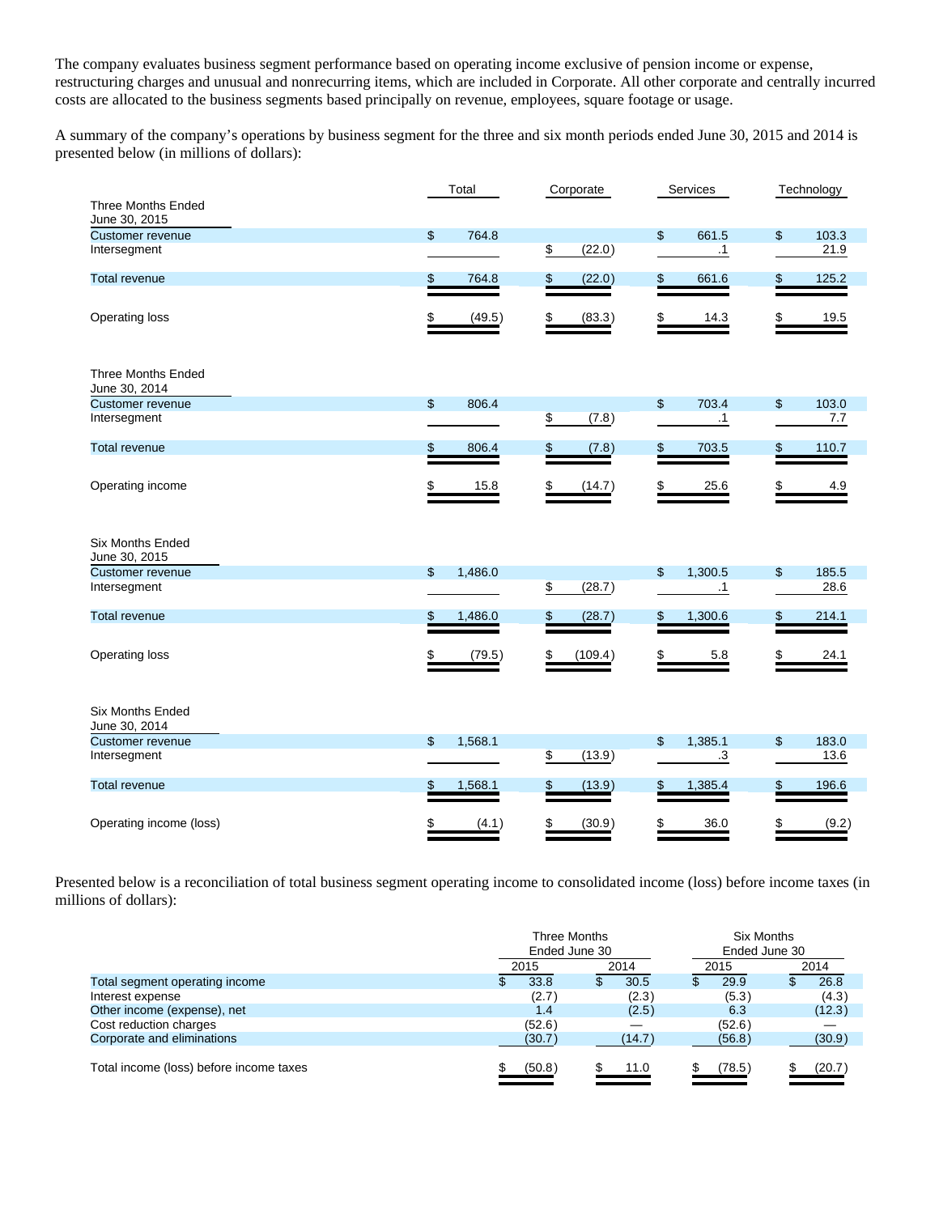The company evaluates business segment performance based on operating income exclusive of pension income or expense, restructuring charges and unusual and nonrecurring items, which are included in Corporate. All other corporate and centrally incurred costs are allocated to the business segments based principally on revenue, employees, square footage or usage.

A summary of the company's operations by business segment for the three and six month periods ended June 30, 2015 and 2014 is presented below (in millions of dollars):

| | Total | Corporate | Services | Technology |
|---|---|---|---|---|
| **Three Months Ended June 30, 2015** | | | | |
| Customer revenue | $ 764.8 | | $ 661.5 | $ 103.3 |
| Intersegment | | $ (22.0) | .1 | 21.9 |
| Total revenue | $ 764.8 | $ (22.0) | $ 661.6 | $ 125.2 |
| Operating loss | $ (49.5) | $ (83.3) | $ 14.3 | $ 19.5 |
| **Three Months Ended June 30, 2014** | | | | |
| Customer revenue | $ 806.4 | | $ 703.4 | $ 103.0 |
| Intersegment | | $ (7.8) | .1 | 7.7 |
| Total revenue | $ 806.4 | $ (7.8) | $ 703.5 | $ 110.7 |
| Operating income | $ 15.8 | $ (14.7) | $ 25.6 | $ 4.9 |
| **Six Months Ended June 30, 2015** | | | | |
| Customer revenue | $ 1,486.0 | | $ 1,300.5 | $ 185.5 |
| Intersegment | | $ (28.7) | .1 | 28.6 |
| Total revenue | $ 1,486.0 | $ (28.7) | $ 1,300.6 | $ 214.1 |
| Operating loss | $ (79.5) | $ (109.4) | $ 5.8 | $ 24.1 |
| **Six Months Ended June 30, 2014** | | | | |
| Customer revenue | $ 1,568.1 | | $ 1,385.1 | $ 183.0 |
| Intersegment | | $ (13.9) | .3 | 13.6 |
| Total revenue | $ 1,568.1 | $ (13.9) | $ 1,385.4 | $ 196.6 |
| Operating income (loss) | $ (4.1) | $ (30.9) | $ 36.0 | $ (9.2) |

Presented below is a reconciliation of total business segment operating income to consolidated income (loss) before income taxes (in millions of dollars):

| | Three Months Ended June 30 | | Six Months Ended June 30 | |
|---|---|---|---|---|
| | 2015 | 2014 | 2015 | 2014 |
| Total segment operating income | $ 33.8 | $ 30.5 | $ 29.9 | $ 26.8 |
| Interest expense | (2.7) | (2.3) | (5.3) | (4.3) |
| Other income (expense), net | 1.4 | (2.5) | 6.3 | (12.3) |
| Cost reduction charges | (52.6) | — | (52.6) | — |
| Corporate and eliminations | (30.7) | (14.7) | (56.8) | (30.9) |
| Total income (loss) before income taxes | $ (50.8) | $ 11.0 | $ (78.5) | $ (20.7) |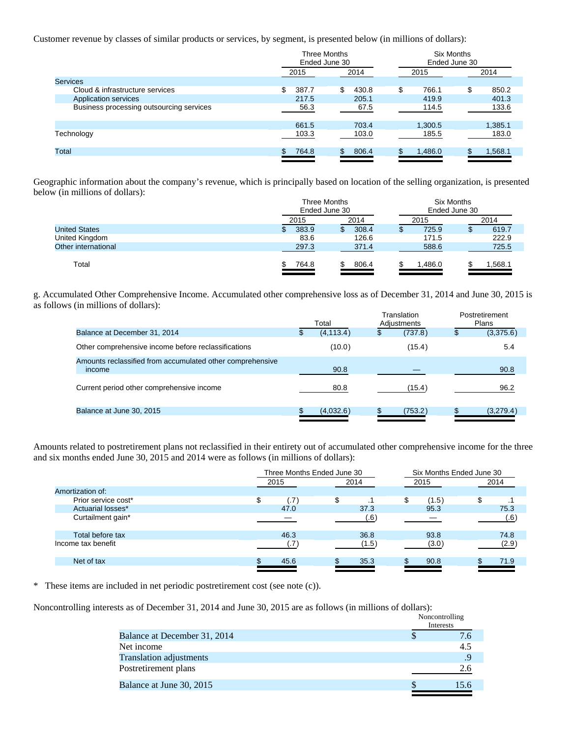Customer revenue by classes of similar products or services, by segment, is presented below (in millions of dollars):

| | Three Months Ended June 30 | | Six Months Ended June 30 | |
|---|---|---|---|---|
| | 2015 | 2014 | 2015 | 2014 |
| Services | | | | |
| Cloud & infrastructure services | $ 387.7 | $ 430.8 | $ 766.1 | $ 850.2 |
| Application services | 217.5 | 205.1 | 419.9 | 401.3 |
| Business processing outsourcing services | 56.3 | 67.5 | 114.5 | 133.6 |
| | 661.5 | 703.4 | 1,300.5 | 1,385.1 |
| Technology | 103.3 | 103.0 | 185.5 | 183.0 |
| Total | $ 764.8 | $ 806.4 | $ 1,486.0 | $ 1,568.1 |

Geographic information about the company's revenue, which is principally based on location of the selling organization, is presented below (in millions of dollars):

| | Three Months Ended June 30 | | Six Months Ended June 30 | |
|---|---|---|---|---|
| | 2015 | 2014 | 2015 | 2014 |
| United States | $ 383.9 | $ 308.4 | $ 725.9 | $ 619.7 |
| United Kingdom | 83.6 | 126.6 | 171.5 | 222.9 |
| Other international | 297.3 | 371.4 | 588.6 | 725.5 |
| Total | $ 764.8 | $ 806.4 | $ 1,486.0 | $ 1,568.1 |

g. Accumulated Other Comprehensive Income. Accumulated other comprehensive loss as of December 31, 2014 and June 30, 2015 is as follows (in millions of dollars):

| | Total | Translation Adjustments | Postretirement Plans |
|---|---|---|---|
| Balance at December 31, 2014 | $ (4,113.4) | $ (737.8) | $ (3,375.6) |
| Other comprehensive income before reclassifications | (10.0) | (15.4) | 5.4 |
| Amounts reclassified from accumulated other comprehensive income | 90.8 | — | 90.8 |
| Current period other comprehensive income | 80.8 | (15.4) | 96.2 |
| Balance at June 30, 2015 | $ (4,032.6) | $ (753.2) | $ (3,279.4) |

Amounts related to postretirement plans not reclassified in their entirety out of accumulated other comprehensive income for the three and six months ended June 30, 2015 and 2014 were as follows (in millions of dollars):

| | Three Months Ended June 30 | | Six Months Ended June 30 | |
|---|---|---|---|---|
| | 2015 | 2014 | 2015 | 2014 |
| Amortization of: | | | | |
| Prior service cost* | $ (.7) | $ .1 | $ (1.5) | $ .1 |
| Actuarial losses* | 47.0 | 37.3 | 95.3 | 75.3 |
| Curtailment gain* | — | (.6) | — | (.6) |
| Total before tax | 46.3 | 36.8 | 93.8 | 74.8 |
| Income tax benefit | (.7) | (1.5) | (3.0) | (2.9) |
| Net of tax | $ 45.6 | $ 35.3 | $ 90.8 | $ 71.9 |

* These items are included in net periodic postretirement cost (see note (c)).

Noncontrolling interests as of December 31, 2014 and June 30, 2015 are as follows (in millions of dollars):

| | Noncontrolling Interests |
|---|---|
| Balance at December 31, 2014 | $ 7.6 |
| Net income | 4.5 |
| Translation adjustments | .9 |
| Postretirement plans | 2.6 |
| Balance at June 30, 2015 | $ 15.6 |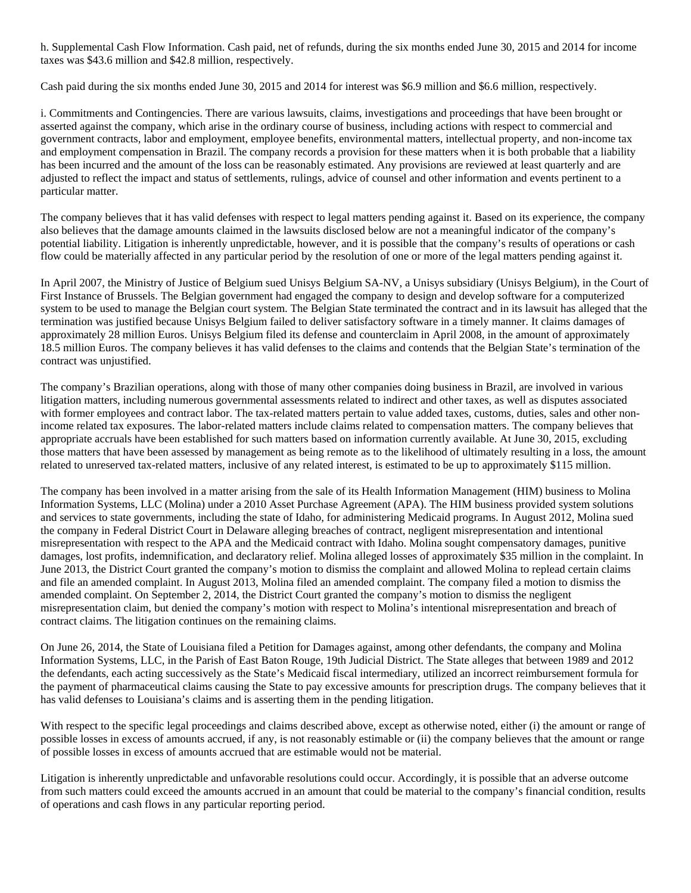h. Supplemental Cash Flow Information. Cash paid, net of refunds, during the six months ended June 30, 2015 and 2014 for income taxes was $43.6 million and $42.8 million, respectively.

Cash paid during the six months ended June 30, 2015 and 2014 for interest was $6.9 million and $6.6 million, respectively.

i. Commitments and Contingencies. There are various lawsuits, claims, investigations and proceedings that have been brought or asserted against the company, which arise in the ordinary course of business, including actions with respect to commercial and government contracts, labor and employment, employee benefits, environmental matters, intellectual property, and non-income tax and employment compensation in Brazil. The company records a provision for these matters when it is both probable that a liability has been incurred and the amount of the loss can be reasonably estimated. Any provisions are reviewed at least quarterly and are adjusted to reflect the impact and status of settlements, rulings, advice of counsel and other information and events pertinent to a particular matter.

The company believes that it has valid defenses with respect to legal matters pending against it. Based on its experience, the company also believes that the damage amounts claimed in the lawsuits disclosed below are not a meaningful indicator of the company's potential liability. Litigation is inherently unpredictable, however, and it is possible that the company's results of operations or cash flow could be materially affected in any particular period by the resolution of one or more of the legal matters pending against it.

In April 2007, the Ministry of Justice of Belgium sued Unisys Belgium SA-NV, a Unisys subsidiary (Unisys Belgium), in the Court of First Instance of Brussels. The Belgian government had engaged the company to design and develop software for a computerized system to be used to manage the Belgian court system. The Belgian State terminated the contract and in its lawsuit has alleged that the termination was justified because Unisys Belgium failed to deliver satisfactory software in a timely manner. It claims damages of approximately 28 million Euros. Unisys Belgium filed its defense and counterclaim in April 2008, in the amount of approximately 18.5 million Euros. The company believes it has valid defenses to the claims and contends that the Belgian State's termination of the contract was unjustified.

The company's Brazilian operations, along with those of many other companies doing business in Brazil, are involved in various litigation matters, including numerous governmental assessments related to indirect and other taxes, as well as disputes associated with former employees and contract labor. The tax-related matters pertain to value added taxes, customs, duties, sales and other non-income related tax exposures. The labor-related matters include claims related to compensation matters. The company believes that appropriate accruals have been established for such matters based on information currently available. At June 30, 2015, excluding those matters that have been assessed by management as being remote as to the likelihood of ultimately resulting in a loss, the amount related to unreserved tax-related matters, inclusive of any related interest, is estimated to be up to approximately $115 million.

The company has been involved in a matter arising from the sale of its Health Information Management (HIM) business to Molina Information Systems, LLC (Molina) under a 2010 Asset Purchase Agreement (APA). The HIM business provided system solutions and services to state governments, including the state of Idaho, for administering Medicaid programs. In August 2012, Molina sued the company in Federal District Court in Delaware alleging breaches of contract, negligent misrepresentation and intentional misrepresentation with respect to the APA and the Medicaid contract with Idaho. Molina sought compensatory damages, punitive damages, lost profits, indemnification, and declaratory relief. Molina alleged losses of approximately $35 million in the complaint. In June 2013, the District Court granted the company's motion to dismiss the complaint and allowed Molina to replead certain claims and file an amended complaint. In August 2013, Molina filed an amended complaint. The company filed a motion to dismiss the amended complaint. On September 2, 2014, the District Court granted the company's motion to dismiss the negligent misrepresentation claim, but denied the company's motion with respect to Molina's intentional misrepresentation and breach of contract claims. The litigation continues on the remaining claims.

On June 26, 2014, the State of Louisiana filed a Petition for Damages against, among other defendants, the company and Molina Information Systems, LLC, in the Parish of East Baton Rouge, 19th Judicial District. The State alleges that between 1989 and 2012 the defendants, each acting successively as the State's Medicaid fiscal intermediary, utilized an incorrect reimbursement formula for the payment of pharmaceutical claims causing the State to pay excessive amounts for prescription drugs. The company believes that it has valid defenses to Louisiana's claims and is asserting them in the pending litigation.

With respect to the specific legal proceedings and claims described above, except as otherwise noted, either (i) the amount or range of possible losses in excess of amounts accrued, if any, is not reasonably estimable or (ii) the company believes that the amount or range of possible losses in excess of amounts accrued that are estimable would not be material.

Litigation is inherently unpredictable and unfavorable resolutions could occur. Accordingly, it is possible that an adverse outcome from such matters could exceed the amounts accrued in an amount that could be material to the company's financial condition, results of operations and cash flows in any particular reporting period.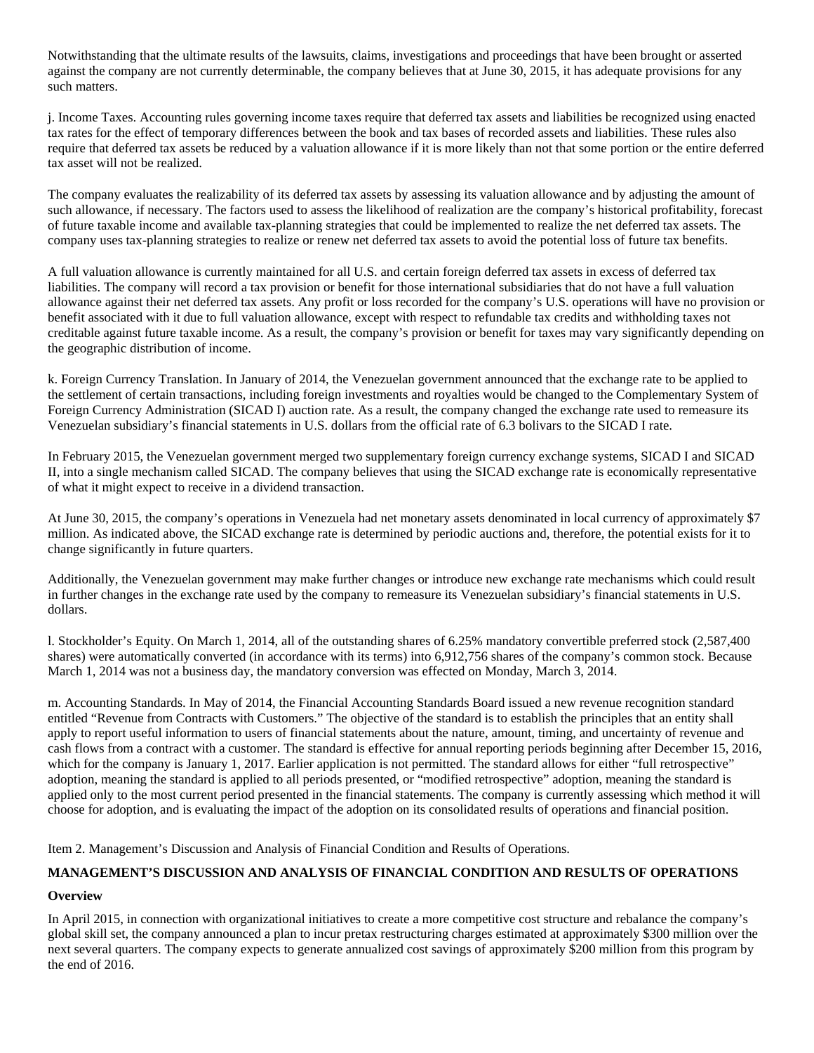Notwithstanding that the ultimate results of the lawsuits, claims, investigations and proceedings that have been brought or asserted against the company are not currently determinable, the company believes that at June 30, 2015, it has adequate provisions for any such matters.

j. Income Taxes. Accounting rules governing income taxes require that deferred tax assets and liabilities be recognized using enacted tax rates for the effect of temporary differences between the book and tax bases of recorded assets and liabilities. These rules also require that deferred tax assets be reduced by a valuation allowance if it is more likely than not that some portion or the entire deferred tax asset will not be realized.

The company evaluates the realizability of its deferred tax assets by assessing its valuation allowance and by adjusting the amount of such allowance, if necessary. The factors used to assess the likelihood of realization are the company's historical profitability, forecast of future taxable income and available tax-planning strategies that could be implemented to realize the net deferred tax assets. The company uses tax-planning strategies to realize or renew net deferred tax assets to avoid the potential loss of future tax benefits.

A full valuation allowance is currently maintained for all U.S. and certain foreign deferred tax assets in excess of deferred tax liabilities. The company will record a tax provision or benefit for those international subsidiaries that do not have a full valuation allowance against their net deferred tax assets. Any profit or loss recorded for the company's U.S. operations will have no provision or benefit associated with it due to full valuation allowance, except with respect to refundable tax credits and withholding taxes not creditable against future taxable income. As a result, the company's provision or benefit for taxes may vary significantly depending on the geographic distribution of income.

k. Foreign Currency Translation. In January of 2014, the Venezuelan government announced that the exchange rate to be applied to the settlement of certain transactions, including foreign investments and royalties would be changed to the Complementary System of Foreign Currency Administration (SICAD I) auction rate. As a result, the company changed the exchange rate used to remeasure its Venezuelan subsidiary's financial statements in U.S. dollars from the official rate of 6.3 bolivars to the SICAD I rate.

In February 2015, the Venezuelan government merged two supplementary foreign currency exchange systems, SICAD I and SICAD II, into a single mechanism called SICAD. The company believes that using the SICAD exchange rate is economically representative of what it might expect to receive in a dividend transaction.

At June 30, 2015, the company's operations in Venezuela had net monetary assets denominated in local currency of approximately $7 million. As indicated above, the SICAD exchange rate is determined by periodic auctions and, therefore, the potential exists for it to change significantly in future quarters.

Additionally, the Venezuelan government may make further changes or introduce new exchange rate mechanisms which could result in further changes in the exchange rate used by the company to remeasure its Venezuelan subsidiary's financial statements in U.S. dollars.

l. Stockholder's Equity. On March 1, 2014, all of the outstanding shares of 6.25% mandatory convertible preferred stock (2,587,400 shares) were automatically converted (in accordance with its terms) into 6,912,756 shares of the company's common stock. Because March 1, 2014 was not a business day, the mandatory conversion was effected on Monday, March 3, 2014.

m. Accounting Standards. In May of 2014, the Financial Accounting Standards Board issued a new revenue recognition standard entitled "Revenue from Contracts with Customers." The objective of the standard is to establish the principles that an entity shall apply to report useful information to users of financial statements about the nature, amount, timing, and uncertainty of revenue and cash flows from a contract with a customer. The standard is effective for annual reporting periods beginning after December 15, 2016, which for the company is January 1, 2017. Earlier application is not permitted. The standard allows for either "full retrospective" adoption, meaning the standard is applied to all periods presented, or "modified retrospective" adoption, meaning the standard is applied only to the most current period presented in the financial statements. The company is currently assessing which method it will choose for adoption, and is evaluating the impact of the adoption on its consolidated results of operations and financial position.

Item 2. Management's Discussion and Analysis of Financial Condition and Results of Operations.

**MANAGEMENT'S DISCUSSION AND ANALYSIS OF FINANCIAL CONDITION AND RESULTS OF OPERATIONS**

**Overview**

In April 2015, in connection with organizational initiatives to create a more competitive cost structure and rebalance the company's global skill set, the company announced a plan to incur pretax restructuring charges estimated at approximately $300 million over the next several quarters. The company expects to generate annualized cost savings of approximately $200 million from this program by the end of 2016.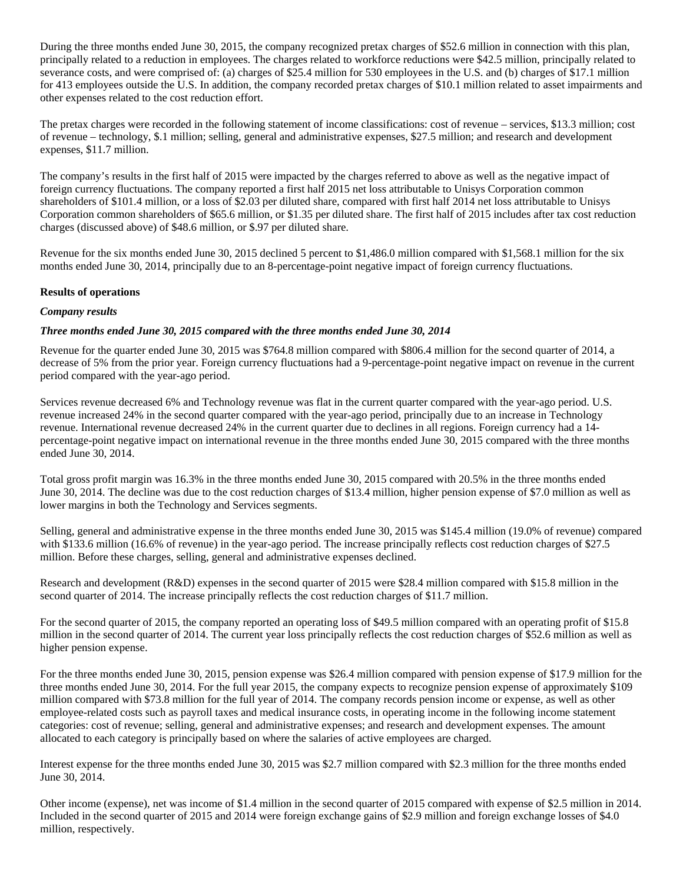During the three months ended June 30, 2015, the company recognized pretax charges of $52.6 million in connection with this plan, principally related to a reduction in employees. The charges related to workforce reductions were $42.5 million, principally related to severance costs, and were comprised of: (a) charges of $25.4 million for 530 employees in the U.S. and (b) charges of $17.1 million for 413 employees outside the U.S. In addition, the company recorded pretax charges of $10.1 million related to asset impairments and other expenses related to the cost reduction effort.

The pretax charges were recorded in the following statement of income classifications: cost of revenue – services, $13.3 million; cost of revenue – technology, $.1 million; selling, general and administrative expenses, $27.5 million; and research and development expenses, $11.7 million.

The company's results in the first half of 2015 were impacted by the charges referred to above as well as the negative impact of foreign currency fluctuations. The company reported a first half 2015 net loss attributable to Unisys Corporation common shareholders of $101.4 million, or a loss of $2.03 per diluted share, compared with first half 2014 net loss attributable to Unisys Corporation common shareholders of $65.6 million, or $1.35 per diluted share. The first half of 2015 includes after tax cost reduction charges (discussed above) of $48.6 million, or $.97 per diluted share.

Revenue for the six months ended June 30, 2015 declined 5 percent to $1,486.0 million compared with $1,568.1 million for the six months ended June 30, 2014, principally due to an 8-percentage-point negative impact of foreign currency fluctuations.

**Results of operations**

***Company results***

***Three months ended June 30, 2015 compared with the three months ended June 30, 2014***

Revenue for the quarter ended June 30, 2015 was $764.8 million compared with $806.4 million for the second quarter of 2014, a decrease of 5% from the prior year. Foreign currency fluctuations had a 9-percentage-point negative impact on revenue in the current period compared with the year-ago period.

Services revenue decreased 6% and Technology revenue was flat in the current quarter compared with the year-ago period. U.S. revenue increased 24% in the second quarter compared with the year-ago period, principally due to an increase in Technology revenue. International revenue decreased 24% in the current quarter due to declines in all regions. Foreign currency had a 14-percentage-point negative impact on international revenue in the three months ended June 30, 2015 compared with the three months ended June 30, 2014.

Total gross profit margin was 16.3% in the three months ended June 30, 2015 compared with 20.5% in the three months ended June 30, 2014. The decline was due to the cost reduction charges of $13.4 million, higher pension expense of $7.0 million as well as lower margins in both the Technology and Services segments.

Selling, general and administrative expense in the three months ended June 30, 2015 was $145.4 million (19.0% of revenue) compared with $133.6 million (16.6% of revenue) in the year-ago period. The increase principally reflects cost reduction charges of $27.5 million. Before these charges, selling, general and administrative expenses declined.

Research and development (R&D) expenses in the second quarter of 2015 were $28.4 million compared with $15.8 million in the second quarter of 2014. The increase principally reflects the cost reduction charges of $11.7 million.

For the second quarter of 2015, the company reported an operating loss of $49.5 million compared with an operating profit of $15.8 million in the second quarter of 2014. The current year loss principally reflects the cost reduction charges of $52.6 million as well as higher pension expense.

For the three months ended June 30, 2015, pension expense was $26.4 million compared with pension expense of $17.9 million for the three months ended June 30, 2014. For the full year 2015, the company expects to recognize pension expense of approximately $109 million compared with $73.8 million for the full year of 2014. The company records pension income or expense, as well as other employee-related costs such as payroll taxes and medical insurance costs, in operating income in the following income statement categories: cost of revenue; selling, general and administrative expenses; and research and development expenses. The amount allocated to each category is principally based on where the salaries of active employees are charged.

Interest expense for the three months ended June 30, 2015 was $2.7 million compared with $2.3 million for the three months ended June 30, 2014.

Other income (expense), net was income of $1.4 million in the second quarter of 2015 compared with expense of $2.5 million in 2014. Included in the second quarter of 2015 and 2014 were foreign exchange gains of $2.9 million and foreign exchange losses of $4.0 million, respectively.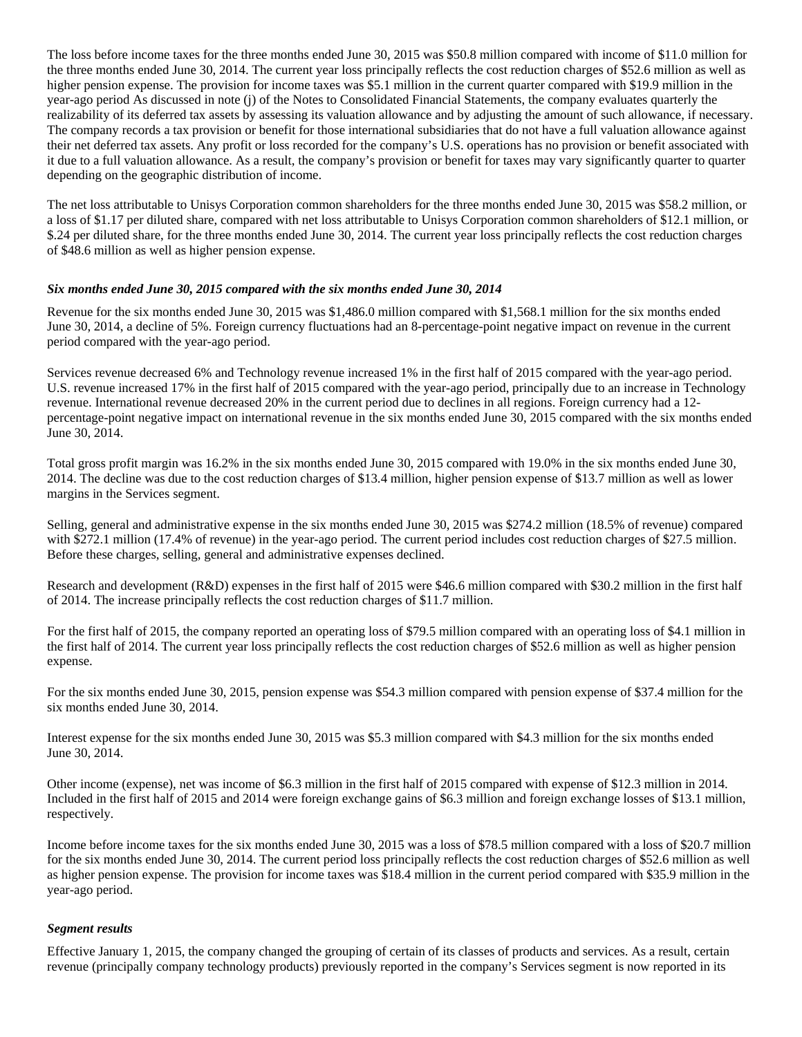The loss before income taxes for the three months ended June 30, 2015 was $50.8 million compared with income of $11.0 million for the three months ended June 30, 2014. The current year loss principally reflects the cost reduction charges of $52.6 million as well as higher pension expense. The provision for income taxes was $5.1 million in the current quarter compared with $19.9 million in the year-ago period As discussed in note (j) of the Notes to Consolidated Financial Statements, the company evaluates quarterly the realizability of its deferred tax assets by assessing its valuation allowance and by adjusting the amount of such allowance, if necessary. The company records a tax provision or benefit for those international subsidiaries that do not have a full valuation allowance against their net deferred tax assets. Any profit or loss recorded for the company's U.S. operations has no provision or benefit associated with it due to a full valuation allowance. As a result, the company's provision or benefit for taxes may vary significantly quarter to quarter depending on the geographic distribution of income.

The net loss attributable to Unisys Corporation common shareholders for the three months ended June 30, 2015 was $58.2 million, or a loss of $1.17 per diluted share, compared with net loss attributable to Unisys Corporation common shareholders of $12.1 million, or $.24 per diluted share, for the three months ended June 30, 2014. The current year loss principally reflects the cost reduction charges of $48.6 million as well as higher pension expense.

***Six months ended June 30, 2015 compared with the six months ended June 30, 2014***

Revenue for the six months ended June 30, 2015 was $1,486.0 million compared with $1,568.1 million for the six months ended June 30, 2014, a decline of 5%. Foreign currency fluctuations had an 8-percentage-point negative impact on revenue in the current period compared with the year-ago period.

Services revenue decreased 6% and Technology revenue increased 1% in the first half of 2015 compared with the year-ago period. U.S. revenue increased 17% in the first half of 2015 compared with the year-ago period, principally due to an increase in Technology revenue. International revenue decreased 20% in the current period due to declines in all regions. Foreign currency had a 12-percentage-point negative impact on international revenue in the six months ended June 30, 2015 compared with the six months ended June 30, 2014.

Total gross profit margin was 16.2% in the six months ended June 30, 2015 compared with 19.0% in the six months ended June 30, 2014. The decline was due to the cost reduction charges of $13.4 million, higher pension expense of $13.7 million as well as lower margins in the Services segment.

Selling, general and administrative expense in the six months ended June 30, 2015 was $274.2 million (18.5% of revenue) compared with $272.1 million (17.4% of revenue) in the year-ago period. The current period includes cost reduction charges of $27.5 million. Before these charges, selling, general and administrative expenses declined.

Research and development (R&D) expenses in the first half of 2015 were $46.6 million compared with $30.2 million in the first half of 2014. The increase principally reflects the cost reduction charges of $11.7 million.

For the first half of 2015, the company reported an operating loss of $79.5 million compared with an operating loss of $4.1 million in the first half of 2014. The current year loss principally reflects the cost reduction charges of $52.6 million as well as higher pension expense.

For the six months ended June 30, 2015, pension expense was $54.3 million compared with pension expense of $37.4 million for the six months ended June 30, 2014.

Interest expense for the six months ended June 30, 2015 was $5.3 million compared with $4.3 million for the six months ended June 30, 2014.

Other income (expense), net was income of $6.3 million in the first half of 2015 compared with expense of $12.3 million in 2014. Included in the first half of 2015 and 2014 were foreign exchange gains of $6.3 million and foreign exchange losses of $13.1 million, respectively.

Income before income taxes for the six months ended June 30, 2015 was a loss of $78.5 million compared with a loss of $20.7 million for the six months ended June 30, 2014. The current period loss principally reflects the cost reduction charges of $52.6 million as well as higher pension expense. The provision for income taxes was $18.4 million in the current period compared with $35.9 million in the year-ago period.

***Segment results***

Effective January 1, 2015, the company changed the grouping of certain of its classes of products and services. As a result, certain revenue (principally company technology products) previously reported in the company's Services segment is now reported in its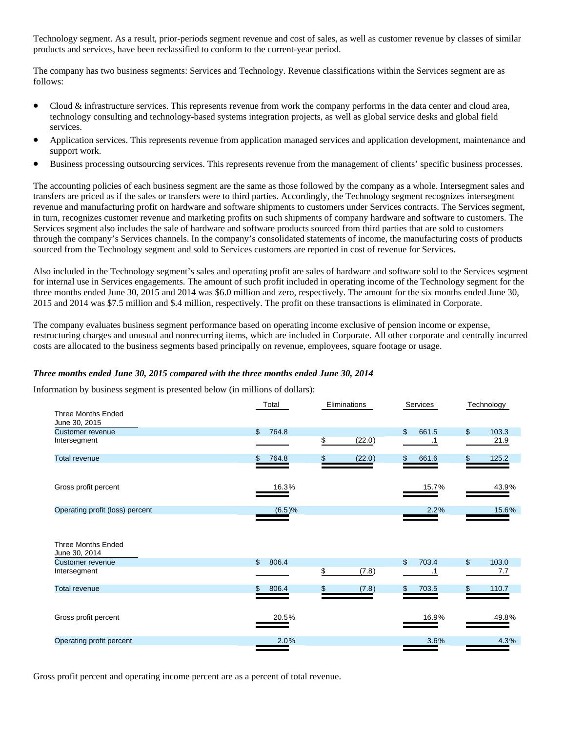Technology segment. As a result, prior-periods segment revenue and cost of sales, as well as customer revenue by classes of similar products and services, have been reclassified to conform to the current-year period.

The company has two business segments: Services and Technology. Revenue classifications within the Services segment are as follows:

- Cloud & infrastructure services. This represents revenue from work the company performs in the data center and cloud area, technology consulting and technology-based systems integration projects, as well as global service desks and global field services.
- Application services. This represents revenue from application managed services and application development, maintenance and support work.
- Business processing outsourcing services. This represents revenue from the management of clients' specific business processes.

The accounting policies of each business segment are the same as those followed by the company as a whole. Intersegment sales and transfers are priced as if the sales or transfers were to third parties. Accordingly, the Technology segment recognizes intersegment revenue and manufacturing profit on hardware and software shipments to customers under Services contracts. The Services segment, in turn, recognizes customer revenue and marketing profits on such shipments of company hardware and software to customers. The Services segment also includes the sale of hardware and software products sourced from third parties that are sold to customers through the company's Services channels. In the company's consolidated statements of income, the manufacturing costs of products sourced from the Technology segment and sold to Services customers are reported in cost of revenue for Services.

Also included in the Technology segment's sales and operating profit are sales of hardware and software sold to the Services segment for internal use in Services engagements. The amount of such profit included in operating income of the Technology segment for the three months ended June 30, 2015 and 2014 was $6.0 million and zero, respectively. The amount for the six months ended June 30, 2015 and 2014 was $7.5 million and $.4 million, respectively. The profit on these transactions is eliminated in Corporate.

The company evaluates business segment performance based on operating income exclusive of pension income or expense, restructuring charges and unusual and nonrecurring items, which are included in Corporate. All other corporate and centrally incurred costs are allocated to the business segments based principally on revenue, employees, square footage or usage.

***Three months ended June 30, 2015 compared with the three months ended June 30, 2014***

Information by business segment is presented below (in millions of dollars):

| | Total | Eliminations | Services | Technology |
|---|---|---|---|---|
| **Three Months Ended June 30, 2015** | | | | |
| Customer revenue | $ 764.8 | | $ 661.5 | $ 103.3 |
| Intersegment | | $ (22.0) | .1 | 21.9 |
| Total revenue | $ 764.8 | $ (22.0) | $ 661.6 | $ 125.2 |
| Gross profit percent | 16.3% | | 15.7% | 43.9% |
| Operating profit (loss) percent | (6.5)% | | 2.2% | 15.6% |
| **Three Months Ended June 30, 2014** | | | | |
| Customer revenue | $ 806.4 | | $ 703.4 | $ 103.0 |
| Intersegment | | $ (7.8) | .1 | 7.7 |
| Total revenue | $ 806.4 | $ (7.8) | $ 703.5 | $ 110.7 |
| Gross profit percent | 20.5% | | 16.9% | 49.8% |
| Operating profit percent | 2.0% | | 3.6% | 4.3% |

Gross profit percent and operating income percent are as a percent of total revenue.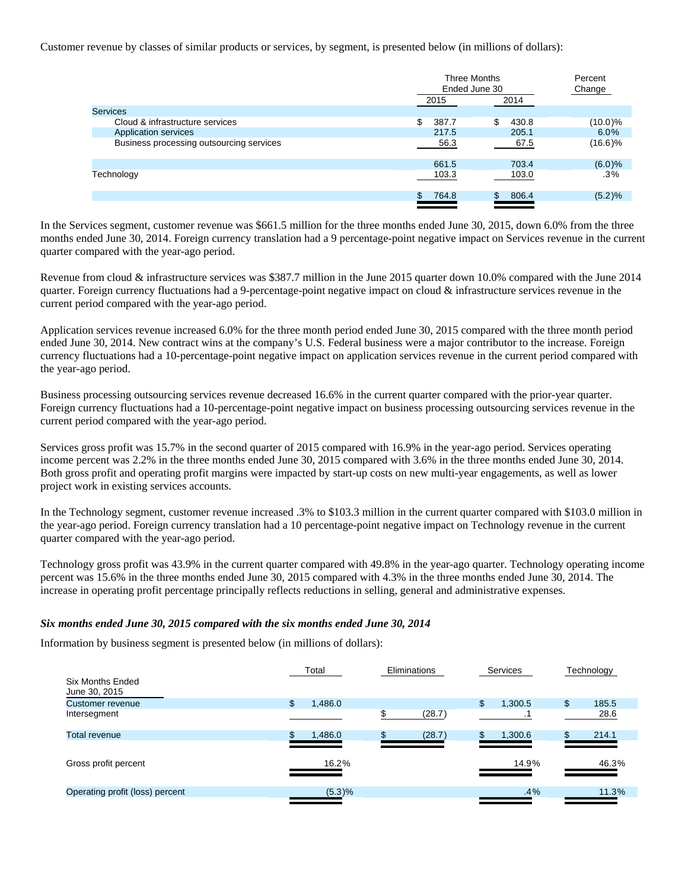Customer revenue by classes of similar products or services, by segment, is presented below (in millions of dollars):

| | Three Months Ended June 30 | | Percent Change |
|---|---|---|---|
| | 2015 | 2014 | |
| Services | | | |
| Cloud & infrastructure services | $ 387.7 | $ 430.8 | (10.0)% |
| Application services | 217.5 | 205.1 | 6.0% |
| Business processing outsourcing services | 56.3 | 67.5 | (16.6)% |
| | 661.5 | 703.4 | (6.0)% |
| Technology | 103.3 | 103.0 | .3% |
| | $ 764.8 | $ 806.4 | (5.2)% |

In the Services segment, customer revenue was $661.5 million for the three months ended June 30, 2015, down 6.0% from the three months ended June 30, 2014. Foreign currency translation had a 9 percentage-point negative impact on Services revenue in the current quarter compared with the year-ago period.

Revenue from cloud & infrastructure services was $387.7 million in the June 2015 quarter down 10.0% compared with the June 2014 quarter. Foreign currency fluctuations had a 9-percentage-point negative impact on cloud & infrastructure services revenue in the current period compared with the year-ago period.

Application services revenue increased 6.0% for the three month period ended June 30, 2015 compared with the three month period ended June 30, 2014. New contract wins at the company's U.S. Federal business were a major contributor to the increase. Foreign currency fluctuations had a 10-percentage-point negative impact on application services revenue in the current period compared with the year-ago period.

Business processing outsourcing services revenue decreased 16.6% in the current quarter compared with the prior-year quarter. Foreign currency fluctuations had a 10-percentage-point negative impact on business processing outsourcing services revenue in the current period compared with the year-ago period.

Services gross profit was 15.7% in the second quarter of 2015 compared with 16.9% in the year-ago period. Services operating income percent was 2.2% in the three months ended June 30, 2015 compared with 3.6% in the three months ended June 30, 2014. Both gross profit and operating profit margins were impacted by start-up costs on new multi-year engagements, as well as lower project work in existing services accounts.

In the Technology segment, customer revenue increased .3% to $103.3 million in the current quarter compared with $103.0 million in the year-ago period. Foreign currency translation had a 10 percentage-point negative impact on Technology revenue in the current quarter compared with the year-ago period.

Technology gross profit was 43.9% in the current quarter compared with 49.8% in the year-ago quarter. Technology operating income percent was 15.6% in the three months ended June 30, 2015 compared with 4.3% in the three months ended June 30, 2014. The increase in operating profit percentage principally reflects reductions in selling, general and administrative expenses.

***Six months ended June 30, 2015 compared with the six months ended June 30, 2014***

Information by business segment is presented below (in millions of dollars):

| Six Months Ended June 30, 2015 | Total | Eliminations | Services | Technology |
|---|---|---|---|---|
| Customer revenue | $ 1,486.0 | | $ 1,300.5 | $ 185.5 |
| Intersegment | | $ (28.7) | .1 | 28.6 |
| Total revenue | $ 1,486.0 | $ (28.7) | $ 1,300.6 | $ 214.1 |
| Gross profit percent | 16.2% | | 14.9% | 46.3% |
| Operating profit (loss) percent | (5.3)% | | .4% | 11.3% |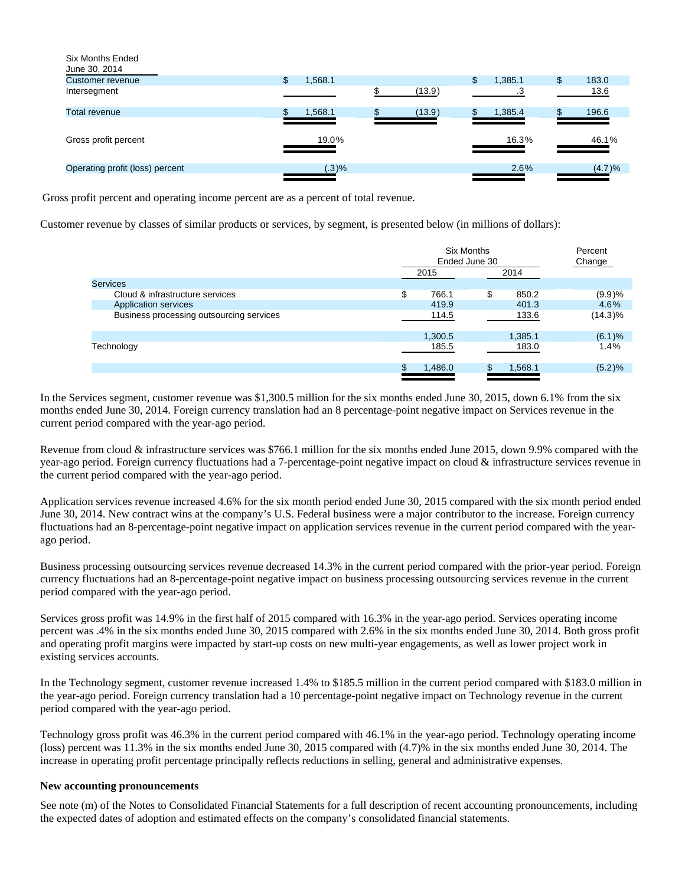| Six Months Ended June 30, 2014 | Total | Eliminations | Services | Technology |
|---|---|---|---|---|
| Customer revenue | $ 1,568.1 | | $ 1,385.1 | $ 183.0 |
| Intersegment | | $ (13.9) | .3 | 13.6 |
| Total revenue | $ 1,568.1 | $ (13.9) | $ 1,385.4 | $ 196.6 |
| Gross profit percent | 19.0% | | 16.3% | 46.1% |
| Operating profit (loss) percent | (.3)% | | 2.6% | (4.7)% |

Gross profit percent and operating income percent are as a percent of total revenue.

Customer revenue by classes of similar products or services, by segment, is presented below (in millions of dollars):

| | Six Months Ended June 30 | | Percent Change |
|---|---|---|---|
| | 2015 | 2014 | |
| Services | | | |
| Cloud & infrastructure services | $ 766.1 | $ 850.2 | (9.9)% |
| Application services | 419.9 | 401.3 | 4.6% |
| Business processing outsourcing services | 114.5 | 133.6 | (14.3)% |
| | 1,300.5 | 1,385.1 | (6.1)% |
| Technology | 185.5 | 183.0 | 1.4% |
| | $ 1,486.0 | $ 1,568.1 | (5.2)% |

In the Services segment, customer revenue was $1,300.5 million for the six months ended June 30, 2015, down 6.1% from the six months ended June 30, 2014. Foreign currency translation had an 8 percentage-point negative impact on Services revenue in the current period compared with the year-ago period.

Revenue from cloud & infrastructure services was $766.1 million for the six months ended June 2015, down 9.9% compared with the year-ago period. Foreign currency fluctuations had a 7-percentage-point negative impact on cloud & infrastructure services revenue in the current period compared with the year-ago period.

Application services revenue increased 4.6% for the six month period ended June 30, 2015 compared with the six month period ended June 30, 2014. New contract wins at the company's U.S. Federal business were a major contributor to the increase. Foreign currency fluctuations had an 8-percentage-point negative impact on application services revenue in the current period compared with the year-ago period.

Business processing outsourcing services revenue decreased 14.3% in the current period compared with the prior-year period. Foreign currency fluctuations had an 8-percentage-point negative impact on business processing outsourcing services revenue in the current period compared with the year-ago period.

Services gross profit was 14.9% in the first half of 2015 compared with 16.3% in the year-ago period. Services operating income percent was .4% in the six months ended June 30, 2015 compared with 2.6% in the six months ended June 30, 2014. Both gross profit and operating profit margins were impacted by start-up costs on new multi-year engagements, as well as lower project work in existing services accounts.

In the Technology segment, customer revenue increased 1.4% to $185.5 million in the current period compared with $183.0 million in the year-ago period. Foreign currency translation had a 10 percentage-point negative impact on Technology revenue in the current period compared with the year-ago period.

Technology gross profit was 46.3% in the current period compared with 46.1% in the year-ago period. Technology operating income (loss) percent was 11.3% in the six months ended June 30, 2015 compared with (4.7)% in the six months ended June 30, 2014. The increase in operating profit percentage principally reflects reductions in selling, general and administrative expenses.

**New accounting pronouncements**

See note (m) of the Notes to Consolidated Financial Statements for a full description of recent accounting pronouncements, including the expected dates of adoption and estimated effects on the company's consolidated financial statements.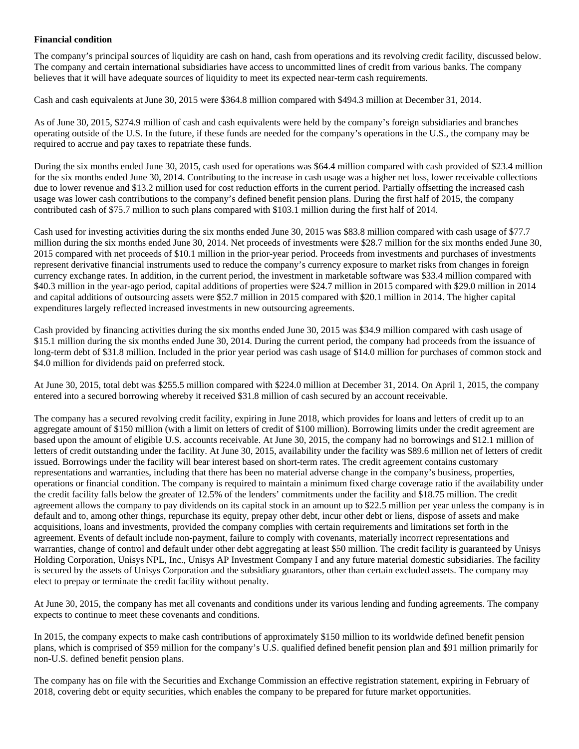**Financial condition**

The company's principal sources of liquidity are cash on hand, cash from operations and its revolving credit facility, discussed below. The company and certain international subsidiaries have access to uncommitted lines of credit from various banks. The company believes that it will have adequate sources of liquidity to meet its expected near-term cash requirements.

Cash and cash equivalents at June 30, 2015 were $364.8 million compared with $494.3 million at December 31, 2014.

As of June 30, 2015, $274.9 million of cash and cash equivalents were held by the company's foreign subsidiaries and branches operating outside of the U.S. In the future, if these funds are needed for the company's operations in the U.S., the company may be required to accrue and pay taxes to repatriate these funds.

During the six months ended June 30, 2015, cash used for operations was $64.4 million compared with cash provided of $23.4 million for the six months ended June 30, 2014. Contributing to the increase in cash usage was a higher net loss, lower receivable collections due to lower revenue and $13.2 million used for cost reduction efforts in the current period. Partially offsetting the increased cash usage was lower cash contributions to the company's defined benefit pension plans. During the first half of 2015, the company contributed cash of $75.7 million to such plans compared with $103.1 million during the first half of 2014.

Cash used for investing activities during the six months ended June 30, 2015 was $83.8 million compared with cash usage of $77.7 million during the six months ended June 30, 2014. Net proceeds of investments were $28.7 million for the six months ended June 30, 2015 compared with net proceeds of $10.1 million in the prior-year period. Proceeds from investments and purchases of investments represent derivative financial instruments used to reduce the company's currency exposure to market risks from changes in foreign currency exchange rates. In addition, in the current period, the investment in marketable software was $33.4 million compared with $40.3 million in the year-ago period, capital additions of properties were $24.7 million in 2015 compared with $29.0 million in 2014 and capital additions of outsourcing assets were $52.7 million in 2015 compared with $20.1 million in 2014. The higher capital expenditures largely reflected increased investments in new outsourcing agreements.

Cash provided by financing activities during the six months ended June 30, 2015 was $34.9 million compared with cash usage of $15.1 million during the six months ended June 30, 2014. During the current period, the company had proceeds from the issuance of long-term debt of $31.8 million. Included in the prior year period was cash usage of $14.0 million for purchases of common stock and $4.0 million for dividends paid on preferred stock.

At June 30, 2015, total debt was $255.5 million compared with $224.0 million at December 31, 2014. On April 1, 2015, the company entered into a secured borrowing whereby it received $31.8 million of cash secured by an account receivable.

The company has a secured revolving credit facility, expiring in June 2018, which provides for loans and letters of credit up to an aggregate amount of $150 million (with a limit on letters of credit of $100 million). Borrowing limits under the credit agreement are based upon the amount of eligible U.S. accounts receivable. At June 30, 2015, the company had no borrowings and $12.1 million of letters of credit outstanding under the facility. At June 30, 2015, availability under the facility was $89.6 million net of letters of credit issued. Borrowings under the facility will bear interest based on short-term rates. The credit agreement contains customary representations and warranties, including that there has been no material adverse change in the company's business, properties, operations or financial condition. The company is required to maintain a minimum fixed charge coverage ratio if the availability under the credit facility falls below the greater of 12.5% of the lenders' commitments under the facility and $18.75 million. The credit agreement allows the company to pay dividends on its capital stock in an amount up to $22.5 million per year unless the company is in default and to, among other things, repurchase its equity, prepay other debt, incur other debt or liens, dispose of assets and make acquisitions, loans and investments, provided the company complies with certain requirements and limitations set forth in the agreement. Events of default include non-payment, failure to comply with covenants, materially incorrect representations and warranties, change of control and default under other debt aggregating at least $50 million. The credit facility is guaranteed by Unisys Holding Corporation, Unisys NPL, Inc., Unisys AP Investment Company I and any future material domestic subsidiaries. The facility is secured by the assets of Unisys Corporation and the subsidiary guarantors, other than certain excluded assets. The company may elect to prepay or terminate the credit facility without penalty.

At June 30, 2015, the company has met all covenants and conditions under its various lending and funding agreements. The company expects to continue to meet these covenants and conditions.

In 2015, the company expects to make cash contributions of approximately $150 million to its worldwide defined benefit pension plans, which is comprised of $59 million for the company's U.S. qualified defined benefit pension plan and $91 million primarily for non-U.S. defined benefit pension plans.

The company has on file with the Securities and Exchange Commission an effective registration statement, expiring in February of 2018, covering debt or equity securities, which enables the company to be prepared for future market opportunities.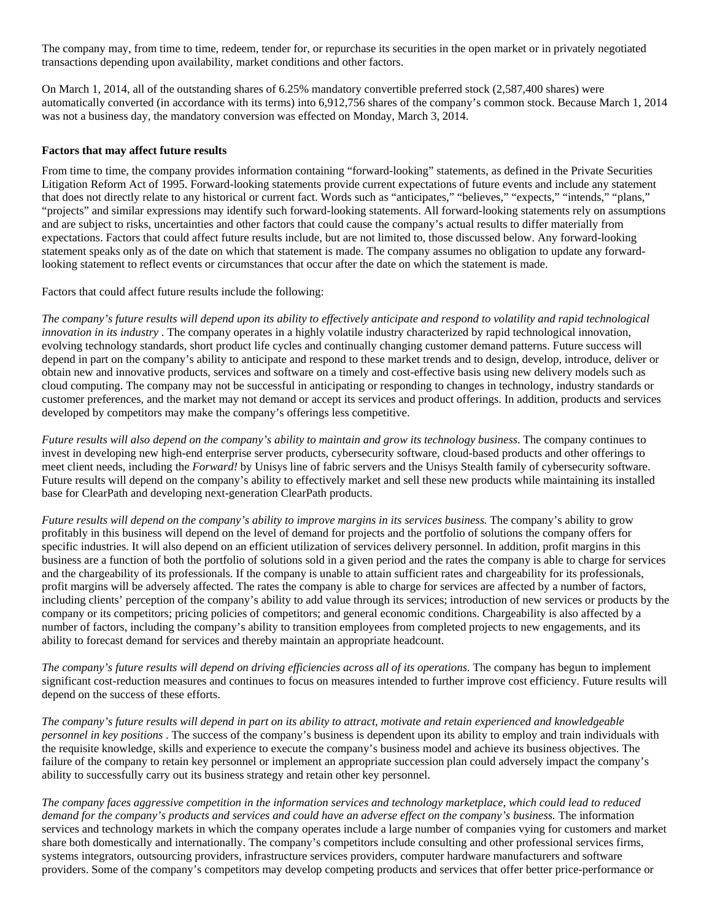The company may, from time to time, redeem, tender for, or repurchase its securities in the open market or in privately negotiated transactions depending upon availability, market conditions and other factors.

On March 1, 2014, all of the outstanding shares of 6.25% mandatory convertible preferred stock (2,587,400 shares) were automatically converted (in accordance with its terms) into 6,912,756 shares of the company's common stock. Because March 1, 2014 was not a business day, the mandatory conversion was effected on Monday, March 3, 2014.

**Factors that may affect future results**

From time to time, the company provides information containing "forward-looking" statements, as defined in the Private Securities Litigation Reform Act of 1995. Forward-looking statements provide current expectations of future events and include any statement that does not directly relate to any historical or current fact. Words such as "anticipates," "believes," "expects," "intends," "plans," "projects" and similar expressions may identify such forward-looking statements. All forward-looking statements rely on assumptions and are subject to risks, uncertainties and other factors that could cause the company's actual results to differ materially from expectations. Factors that could affect future results include, but are not limited to, those discussed below. Any forward-looking statement speaks only as of the date on which that statement is made. The company assumes no obligation to update any forward-looking statement to reflect events or circumstances that occur after the date on which the statement is made.

Factors that could affect future results include the following:

*The company's future results will depend upon its ability to effectively anticipate and respond to volatility and rapid technological innovation in its industry* . The company operates in a highly volatile industry characterized by rapid technological innovation, evolving technology standards, short product life cycles and continually changing customer demand patterns. Future success will depend in part on the company's ability to anticipate and respond to these market trends and to design, develop, introduce, deliver or obtain new and innovative products, services and software on a timely and cost-effective basis using new delivery models such as cloud computing. The company may not be successful in anticipating or responding to changes in technology, industry standards or customer preferences, and the market may not demand or accept its services and product offerings. In addition, products and services developed by competitors may make the company's offerings less competitive.

*Future results will also depend on the company's ability to maintain and grow its technology business.* The company continues to invest in developing new high-end enterprise server products, cybersecurity software, cloud-based products and other offerings to meet client needs, including the *Forward!* by Unisys line of fabric servers and the Unisys Stealth family of cybersecurity software. Future results will depend on the company's ability to effectively market and sell these new products while maintaining its installed base for ClearPath and developing next-generation ClearPath products.

*Future results will depend on the company's ability to improve margins in its services business.* The company's ability to grow profitably in this business will depend on the level of demand for projects and the portfolio of solutions the company offers for specific industries. It will also depend on an efficient utilization of services delivery personnel. In addition, profit margins in this business are a function of both the portfolio of solutions sold in a given period and the rates the company is able to charge for services and the chargeability of its professionals. If the company is unable to attain sufficient rates and chargeability for its professionals, profit margins will be adversely affected. The rates the company is able to charge for services are affected by a number of factors, including clients' perception of the company's ability to add value through its services; introduction of new services or products by the company or its competitors; pricing policies of competitors; and general economic conditions. Chargeability is also affected by a number of factors, including the company's ability to transition employees from completed projects to new engagements, and its ability to forecast demand for services and thereby maintain an appropriate headcount.

*The company's future results will depend on driving efficiencies across all of its operations.* The company has begun to implement significant cost-reduction measures and continues to focus on measures intended to further improve cost efficiency. Future results will depend on the success of these efforts.

*The company's future results will depend in part on its ability to attract, motivate and retain experienced and knowledgeable personnel in key positions* . The success of the company's business is dependent upon its ability to employ and train individuals with the requisite knowledge, skills and experience to execute the company's business model and achieve its business objectives. The failure of the company to retain key personnel or implement an appropriate succession plan could adversely impact the company's ability to successfully carry out its business strategy and retain other key personnel.

*The company faces aggressive competition in the information services and technology marketplace, which could lead to reduced demand for the company's products and services and could have an adverse effect on the company's business.* The information services and technology markets in which the company operates include a large number of companies vying for customers and market share both domestically and internationally. The company's competitors include consulting and other professional services firms, systems integrators, outsourcing providers, infrastructure services providers, computer hardware manufacturers and software providers. Some of the company's competitors may develop competing products and services that offer better price-performance or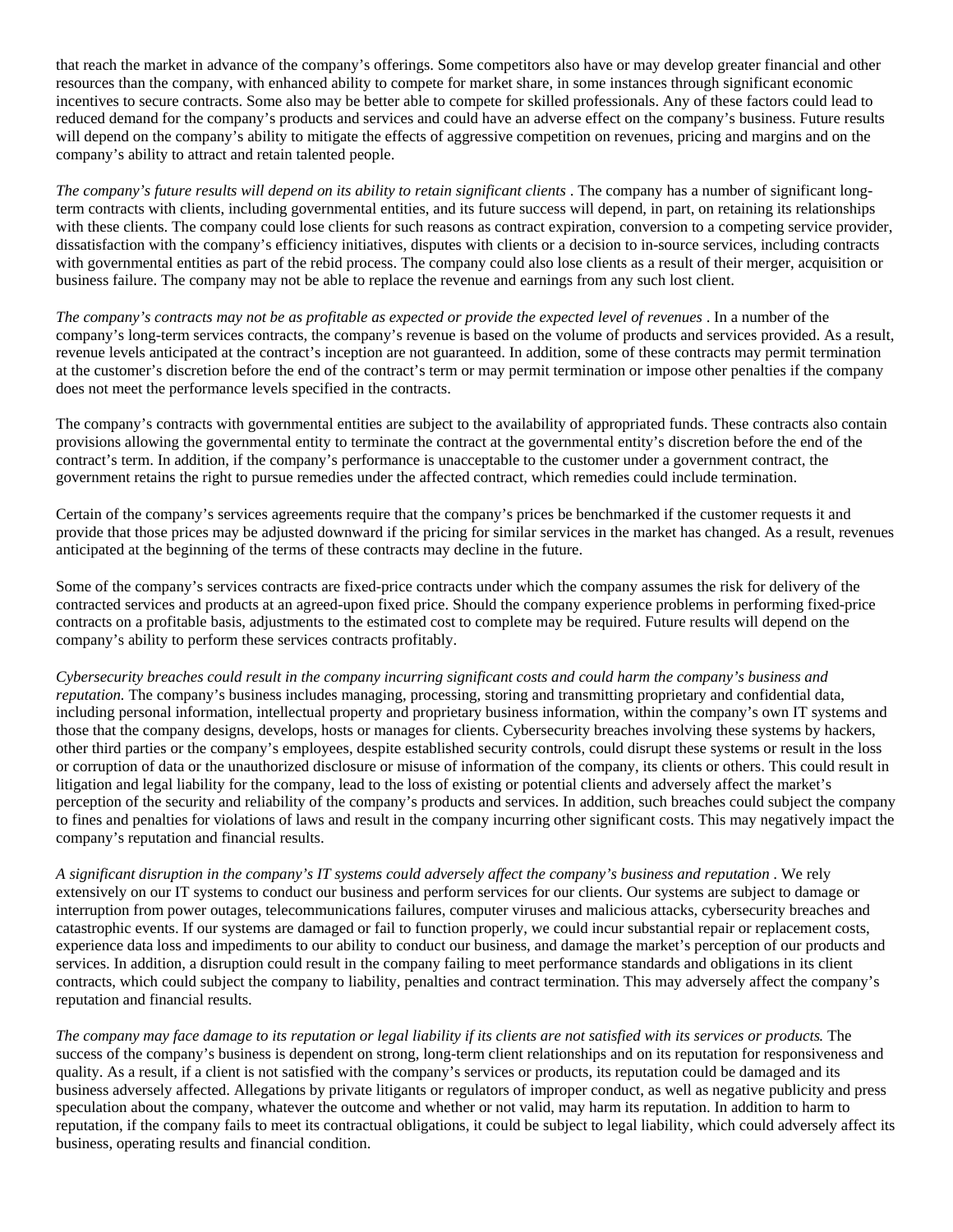that reach the market in advance of the company's offerings. Some competitors also have or may develop greater financial and other resources than the company, with enhanced ability to compete for market share, in some instances through significant economic incentives to secure contracts. Some also may be better able to compete for skilled professionals. Any of these factors could lead to reduced demand for the company's products and services and could have an adverse effect on the company's business. Future results will depend on the company's ability to mitigate the effects of aggressive competition on revenues, pricing and margins and on the company's ability to attract and retain talented people.

*The company's future results will depend on its ability to retain significant clients* . The company has a number of significant long-term contracts with clients, including governmental entities, and its future success will depend, in part, on retaining its relationships with these clients. The company could lose clients for such reasons as contract expiration, conversion to a competing service provider, dissatisfaction with the company's efficiency initiatives, disputes with clients or a decision to in-source services, including contracts with governmental entities as part of the rebid process. The company could also lose clients as a result of their merger, acquisition or business failure. The company may not be able to replace the revenue and earnings from any such lost client.

*The company's contracts may not be as profitable as expected or provide the expected level of revenues* . In a number of the company's long-term services contracts, the company's revenue is based on the volume of products and services provided. As a result, revenue levels anticipated at the contract's inception are not guaranteed. In addition, some of these contracts may permit termination at the customer's discretion before the end of the contract's term or may permit termination or impose other penalties if the company does not meet the performance levels specified in the contracts.

The company's contracts with governmental entities are subject to the availability of appropriated funds. These contracts also contain provisions allowing the governmental entity to terminate the contract at the governmental entity's discretion before the end of the contract's term. In addition, if the company's performance is unacceptable to the customer under a government contract, the government retains the right to pursue remedies under the affected contract, which remedies could include termination.

Certain of the company's services agreements require that the company's prices be benchmarked if the customer requests it and provide that those prices may be adjusted downward if the pricing for similar services in the market has changed. As a result, revenues anticipated at the beginning of the terms of these contracts may decline in the future.

Some of the company's services contracts are fixed-price contracts under which the company assumes the risk for delivery of the contracted services and products at an agreed-upon fixed price. Should the company experience problems in performing fixed-price contracts on a profitable basis, adjustments to the estimated cost to complete may be required. Future results will depend on the company's ability to perform these services contracts profitably.

*Cybersecurity breaches could result in the company incurring significant costs and could harm the company's business and reputation.* The company's business includes managing, processing, storing and transmitting proprietary and confidential data, including personal information, intellectual property and proprietary business information, within the company's own IT systems and those that the company designs, develops, hosts or manages for clients. Cybersecurity breaches involving these systems by hackers, other third parties or the company's employees, despite established security controls, could disrupt these systems or result in the loss or corruption of data or the unauthorized disclosure or misuse of information of the company, its clients or others. This could result in litigation and legal liability for the company, lead to the loss of existing or potential clients and adversely affect the market's perception of the security and reliability of the company's products and services. In addition, such breaches could subject the company to fines and penalties for violations of laws and result in the company incurring other significant costs. This may negatively impact the company's reputation and financial results.

*A significant disruption in the company's IT systems could adversely affect the company's business and reputation* . We rely extensively on our IT systems to conduct our business and perform services for our clients. Our systems are subject to damage or interruption from power outages, telecommunications failures, computer viruses and malicious attacks, cybersecurity breaches and catastrophic events. If our systems are damaged or fail to function properly, we could incur substantial repair or replacement costs, experience data loss and impediments to our ability to conduct our business, and damage the market's perception of our products and services. In addition, a disruption could result in the company failing to meet performance standards and obligations in its client contracts, which could subject the company to liability, penalties and contract termination. This may adversely affect the company's reputation and financial results.

*The company may face damage to its reputation or legal liability if its clients are not satisfied with its services or products.* The success of the company's business is dependent on strong, long-term client relationships and on its reputation for responsiveness and quality. As a result, if a client is not satisfied with the company's services or products, its reputation could be damaged and its business adversely affected. Allegations by private litigants or regulators of improper conduct, as well as negative publicity and press speculation about the company, whatever the outcome and whether or not valid, may harm its reputation. In addition to harm to reputation, if the company fails to meet its contractual obligations, it could be subject to legal liability, which could adversely affect its business, operating results and financial condition.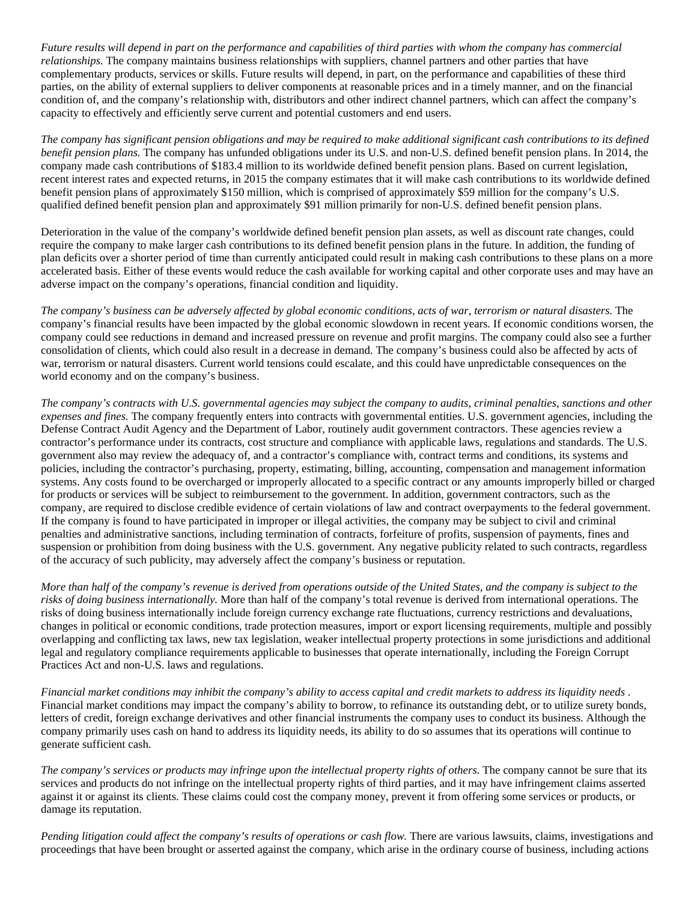*Future results will depend in part on the performance and capabilities of third parties with whom the company has commercial relationships.* The company maintains business relationships with suppliers, channel partners and other parties that have complementary products, services or skills. Future results will depend, in part, on the performance and capabilities of these third parties, on the ability of external suppliers to deliver components at reasonable prices and in a timely manner, and on the financial condition of, and the company's relationship with, distributors and other indirect channel partners, which can affect the company's capacity to effectively and efficiently serve current and potential customers and end users.

*The company has significant pension obligations and may be required to make additional significant cash contributions to its defined benefit pension plans.* The company has unfunded obligations under its U.S. and non-U.S. defined benefit pension plans. In 2014, the company made cash contributions of $183.4 million to its worldwide defined benefit pension plans. Based on current legislation, recent interest rates and expected returns, in 2015 the company estimates that it will make cash contributions to its worldwide defined benefit pension plans of approximately $150 million, which is comprised of approximately $59 million for the company's U.S. qualified defined benefit pension plan and approximately $91 million primarily for non-U.S. defined benefit pension plans.

Deterioration in the value of the company's worldwide defined benefit pension plan assets, as well as discount rate changes, could require the company to make larger cash contributions to its defined benefit pension plans in the future. In addition, the funding of plan deficits over a shorter period of time than currently anticipated could result in making cash contributions to these plans on a more accelerated basis. Either of these events would reduce the cash available for working capital and other corporate uses and may have an adverse impact on the company's operations, financial condition and liquidity.

*The company's business can be adversely affected by global economic conditions, acts of war, terrorism or natural disasters.* The company's financial results have been impacted by the global economic slowdown in recent years. If economic conditions worsen, the company could see reductions in demand and increased pressure on revenue and profit margins. The company could also see a further consolidation of clients, which could also result in a decrease in demand. The company's business could also be affected by acts of war, terrorism or natural disasters. Current world tensions could escalate, and this could have unpredictable consequences on the world economy and on the company's business.

*The company's contracts with U.S. governmental agencies may subject the company to audits, criminal penalties, sanctions and other expenses and fines.* The company frequently enters into contracts with governmental entities. U.S. government agencies, including the Defense Contract Audit Agency and the Department of Labor, routinely audit government contractors. These agencies review a contractor's performance under its contracts, cost structure and compliance with applicable laws, regulations and standards. The U.S. government also may review the adequacy of, and a contractor's compliance with, contract terms and conditions, its systems and policies, including the contractor's purchasing, property, estimating, billing, accounting, compensation and management information systems. Any costs found to be overcharged or improperly allocated to a specific contract or any amounts improperly billed or charged for products or services will be subject to reimbursement to the government. In addition, government contractors, such as the company, are required to disclose credible evidence of certain violations of law and contract overpayments to the federal government. If the company is found to have participated in improper or illegal activities, the company may be subject to civil and criminal penalties and administrative sanctions, including termination of contracts, forfeiture of profits, suspension of payments, fines and suspension or prohibition from doing business with the U.S. government. Any negative publicity related to such contracts, regardless of the accuracy of such publicity, may adversely affect the company's business or reputation.

*More than half of the company's revenue is derived from operations outside of the United States, and the company is subject to the risks of doing business internationally.* More than half of the company's total revenue is derived from international operations. The risks of doing business internationally include foreign currency exchange rate fluctuations, currency restrictions and devaluations, changes in political or economic conditions, trade protection measures, import or export licensing requirements, multiple and possibly overlapping and conflicting tax laws, new tax legislation, weaker intellectual property protections in some jurisdictions and additional legal and regulatory compliance requirements applicable to businesses that operate internationally, including the Foreign Corrupt Practices Act and non-U.S. laws and regulations.

*Financial market conditions may inhibit the company's ability to access capital and credit markets to address its liquidity needs .* Financial market conditions may impact the company's ability to borrow, to refinance its outstanding debt, or to utilize surety bonds, letters of credit, foreign exchange derivatives and other financial instruments the company uses to conduct its business. Although the company primarily uses cash on hand to address its liquidity needs, its ability to do so assumes that its operations will continue to generate sufficient cash.

*The company's services or products may infringe upon the intellectual property rights of others.* The company cannot be sure that its services and products do not infringe on the intellectual property rights of third parties, and it may have infringement claims asserted against it or against its clients. These claims could cost the company money, prevent it from offering some services or products, or damage its reputation.

*Pending litigation could affect the company's results of operations or cash flow.* There are various lawsuits, claims, investigations and proceedings that have been brought or asserted against the company, which arise in the ordinary course of business, including actions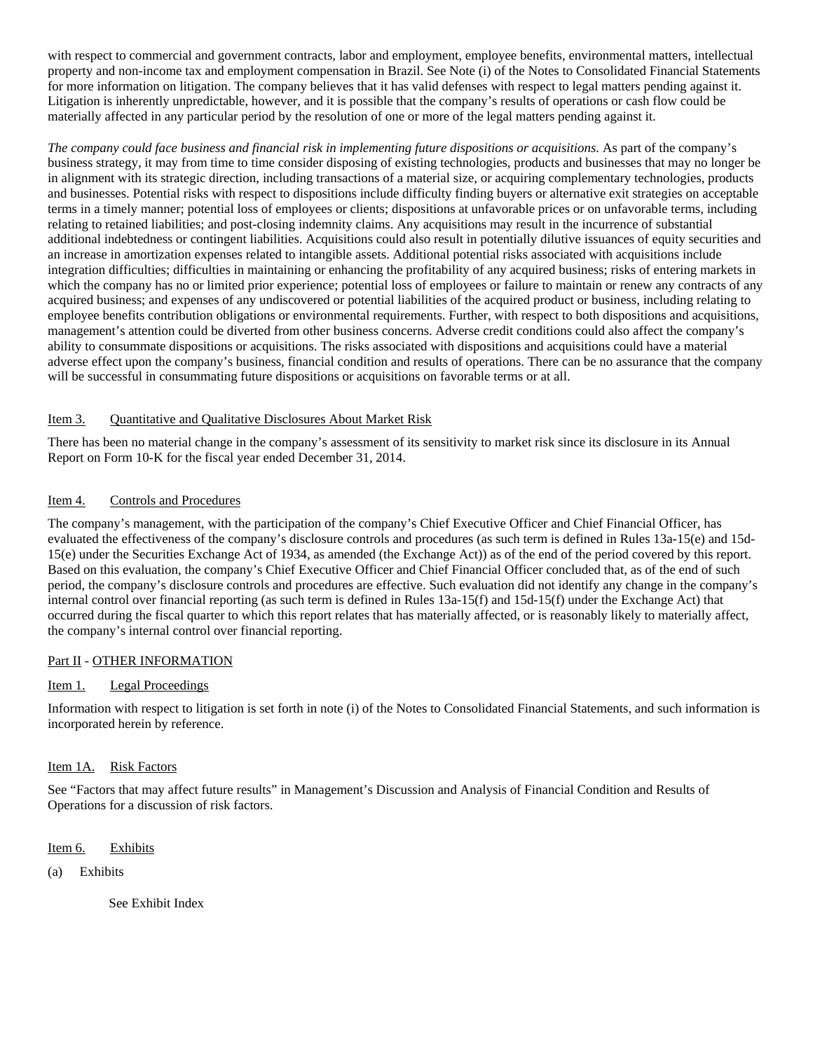with respect to commercial and government contracts, labor and employment, employee benefits, environmental matters, intellectual property and non-income tax and employment compensation in Brazil. See Note (i) of the Notes to Consolidated Financial Statements for more information on litigation. The company believes that it has valid defenses with respect to legal matters pending against it. Litigation is inherently unpredictable, however, and it is possible that the company's results of operations or cash flow could be materially affected in any particular period by the resolution of one or more of the legal matters pending against it.

*The company could face business and financial risk in implementing future dispositions or acquisitions.* As part of the company's business strategy, it may from time to time consider disposing of existing technologies, products and businesses that may no longer be in alignment with its strategic direction, including transactions of a material size, or acquiring complementary technologies, products and businesses. Potential risks with respect to dispositions include difficulty finding buyers or alternative exit strategies on acceptable terms in a timely manner; potential loss of employees or clients; dispositions at unfavorable prices or on unfavorable terms, including relating to retained liabilities; and post-closing indemnity claims. Any acquisitions may result in the incurrence of substantial additional indebtedness or contingent liabilities. Acquisitions could also result in potentially dilutive issuances of equity securities and an increase in amortization expenses related to intangible assets. Additional potential risks associated with acquisitions include integration difficulties; difficulties in maintaining or enhancing the profitability of any acquired business; risks of entering markets in which the company has no or limited prior experience; potential loss of employees or failure to maintain or renew any contracts of any acquired business; and expenses of any undiscovered or potential liabilities of the acquired product or business, including relating to employee benefits contribution obligations or environmental requirements. Further, with respect to both dispositions and acquisitions, management's attention could be diverted from other business concerns. Adverse credit conditions could also affect the company's ability to consummate dispositions or acquisitions. The risks associated with dispositions and acquisitions could have a material adverse effect upon the company's business, financial condition and results of operations. There can be no assurance that the company will be successful in consummating future dispositions or acquisitions on favorable terms or at all.

## Item 3. Quantitative and Qualitative Disclosures About Market Risk

There has been no material change in the company's assessment of its sensitivity to market risk since its disclosure in its Annual Report on Form 10-K for the fiscal year ended December 31, 2014.

## Item 4. Controls and Procedures

The company's management, with the participation of the company's Chief Executive Officer and Chief Financial Officer, has evaluated the effectiveness of the company's disclosure controls and procedures (as such term is defined in Rules 13a-15(e) and 15d-15(e) under the Securities Exchange Act of 1934, as amended (the Exchange Act)) as of the end of the period covered by this report. Based on this evaluation, the company's Chief Executive Officer and Chief Financial Officer concluded that, as of the end of such period, the company's disclosure controls and procedures are effective. Such evaluation did not identify any change in the company's internal control over financial reporting (as such term is defined in Rules 13a-15(f) and 15d-15(f) under the Exchange Act) that occurred during the fiscal quarter to which this report relates that has materially affected, or is reasonably likely to materially affect, the company's internal control over financial reporting.

# Part II - OTHER INFORMATION

## Item 1. Legal Proceedings

Information with respect to litigation is set forth in note (i) of the Notes to Consolidated Financial Statements, and such information is incorporated herein by reference.

## Item 1A. Risk Factors

See "Factors that may affect future results" in Management's Discussion and Analysis of Financial Condition and Results of Operations for a discussion of risk factors.

## Item 6. Exhibits

(a) Exhibits

See Exhibit Index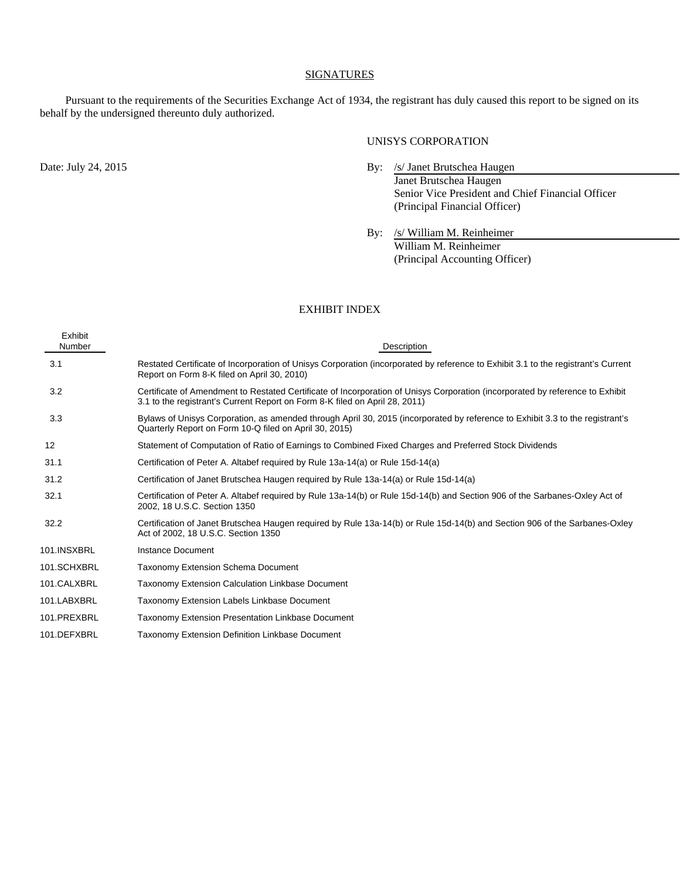## SIGNATURES

Pursuant to the requirements of the Securities Exchange Act of 1934, the registrant has duly caused this report to be signed on its behalf by the undersigned thereunto duly authorized.

UNISYS CORPORATION

Date: July 24, 2015

By: /s/ Janet Brutschea Haugen
Janet Brutschea Haugen
Senior Vice President and Chief Financial Officer
(Principal Financial Officer)

By: /s/ William M. Reinheimer
William M. Reinheimer
(Principal Accounting Officer)

## EXHIBIT INDEX

| Exhibit Number | Description |
|---|---|
| 3.1 | Restated Certificate of Incorporation of Unisys Corporation (incorporated by reference to Exhibit 3.1 to the registrant's Current Report on Form 8-K filed on April 30, 2010) |
| 3.2 | Certificate of Amendment to Restated Certificate of Incorporation of Unisys Corporation (incorporated by reference to Exhibit 3.1 to the registrant's Current Report on Form 8-K filed on April 28, 2011) |
| 3.3 | Bylaws of Unisys Corporation, as amended through April 30, 2015 (incorporated by reference to Exhibit 3.3 to the registrant's Quarterly Report on Form 10-Q filed on April 30, 2015) |
| 12 | Statement of Computation of Ratio of Earnings to Combined Fixed Charges and Preferred Stock Dividends |
| 31.1 | Certification of Peter A. Altabef required by Rule 13a-14(a) or Rule 15d-14(a) |
| 31.2 | Certification of Janet Brutschea Haugen required by Rule 13a-14(a) or Rule 15d-14(a) |
| 32.1 | Certification of Peter A. Altabef required by Rule 13a-14(b) or Rule 15d-14(b) and Section 906 of the Sarbanes-Oxley Act of 2002, 18 U.S.C. Section 1350 |
| 32.2 | Certification of Janet Brutschea Haugen required by Rule 13a-14(b) or Rule 15d-14(b) and Section 906 of the Sarbanes-Oxley Act of 2002, 18 U.S.C. Section 1350 |
| 101.INSXBRL | Instance Document |
| 101.SCHXBRL | Taxonomy Extension Schema Document |
| 101.CALXBRL | Taxonomy Extension Calculation Linkbase Document |
| 101.LABXBRL | Taxonomy Extension Labels Linkbase Document |
| 101.PREXBRL | Taxonomy Extension Presentation Linkbase Document |
| 101.DEFXBRL | Taxonomy Extension Definition Linkbase Document |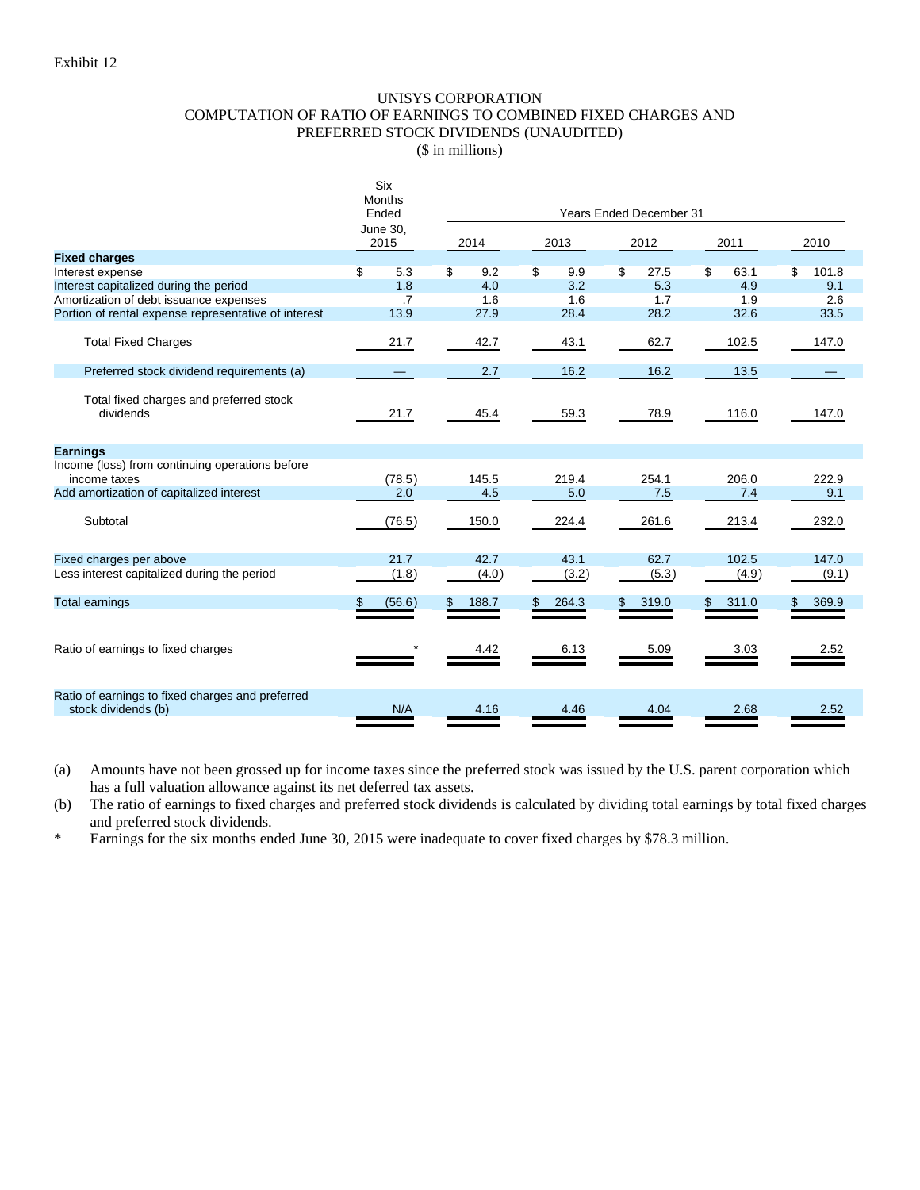Exhibit 12

# UNISYS CORPORATION
## COMPUTATION OF RATIO OF EARNINGS TO COMBINED FIXED CHARGES AND PREFERRED STOCK DIVIDENDS (UNAUDITED)
($ in millions)

| | Six Months Ended June 30, 2015 | Years Ended December 31 | | | | |
|---|---|---|---|---|---|---|
| | | 2014 | 2013 | 2012 | 2011 | 2010 |
| **Fixed charges** | | | | | | |
| Interest expense | $ 5.3 | $ 9.2 | $ 9.9 | $ 27.5 | $ 63.1 | $ 101.8 |
| Interest capitalized during the period | 1.8 | 4.0 | 3.2 | 5.3 | 4.9 | 9.1 |
| Amortization of debt issuance expenses | .7 | 1.6 | 1.6 | 1.7 | 1.9 | 2.6 |
| Portion of rental expense representative of interest | 13.9 | 27.9 | 28.4 | 28.2 | 32.6 | 33.5 |
| Total Fixed Charges | 21.7 | 42.7 | 43.1 | 62.7 | 102.5 | 147.0 |
| Preferred stock dividend requirements (a) | — | 2.7 | 16.2 | 16.2 | 13.5 | — |
| Total fixed charges and preferred stock dividends | 21.7 | 45.4 | 59.3 | 78.9 | 116.0 | 147.0 |
| **Earnings** | | | | | | |
| Income (loss) from continuing operations before income taxes | (78.5) | 145.5 | 219.4 | 254.1 | 206.0 | 222.9 |
| Add amortization of capitalized interest | 2.0 | 4.5 | 5.0 | 7.5 | 7.4 | 9.1 |
| Subtotal | (76.5) | 150.0 | 224.4 | 261.6 | 213.4 | 232.0 |
| Fixed charges per above | 21.7 | 42.7 | 43.1 | 62.7 | 102.5 | 147.0 |
| Less interest capitalized during the period | (1.8) | (4.0) | (3.2) | (5.3) | (4.9) | (9.1) |
| Total earnings | $ (56.6) | $ 188.7 | $ 264.3 | $ 319.0 | $ 311.0 | $ 369.9 |
| Ratio of earnings to fixed charges | * | 4.42 | 6.13 | 5.09 | 3.03 | 2.52 |
| Ratio of earnings to fixed charges and preferred stock dividends (b) | N/A | 4.16 | 4.46 | 4.04 | 2.68 | 2.52 |

(a) Amounts have not been grossed up for income taxes since the preferred stock was issued by the U.S. parent corporation which has a full valuation allowance against its net deferred tax assets.

(b) The ratio of earnings to fixed charges and preferred stock dividends is calculated by dividing total earnings by total fixed charges and preferred stock dividends.

* Earnings for the six months ended June 30, 2015 were inadequate to cover fixed charges by $78.3 million.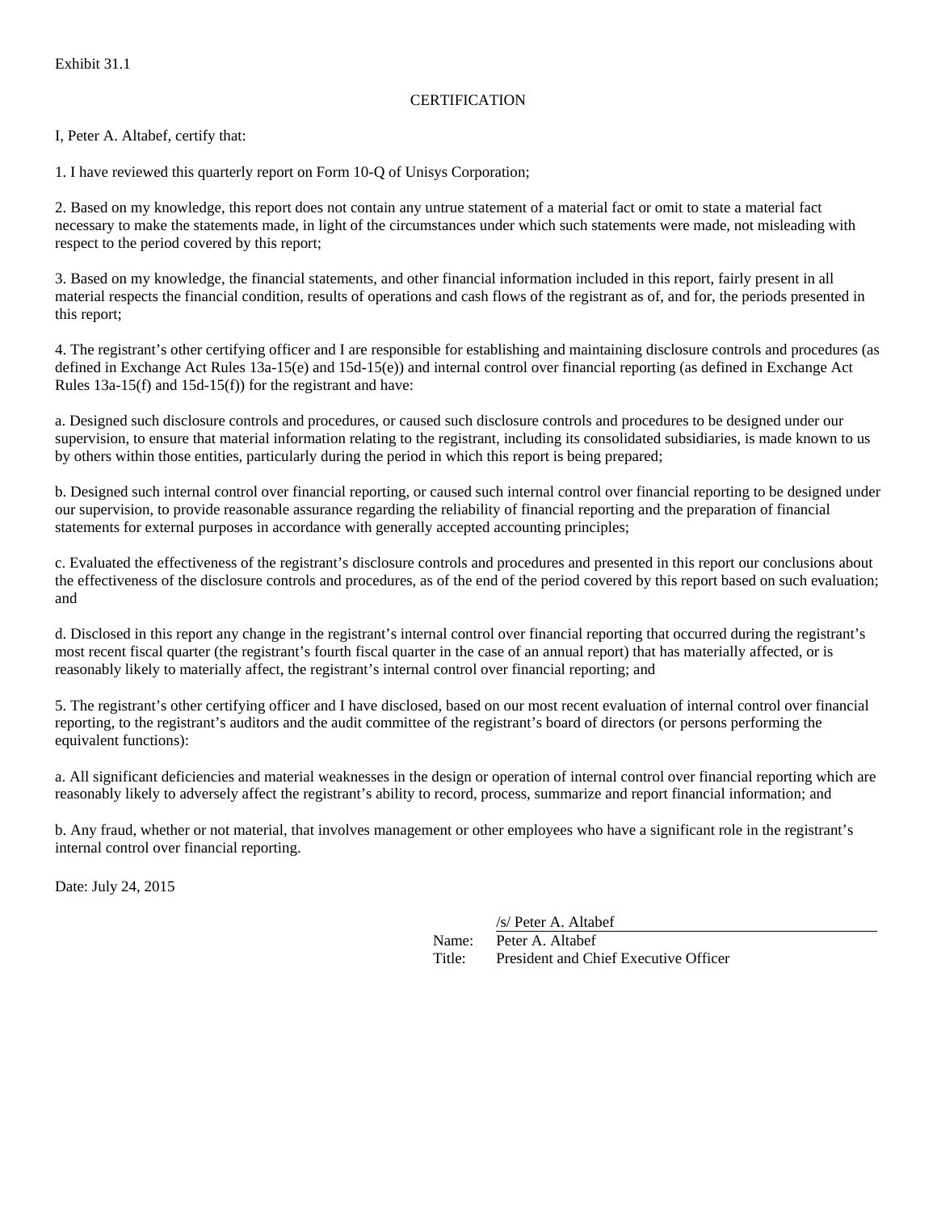Exhibit 31.1

CERTIFICATION

I, Peter A. Altabef, certify that:

1. I have reviewed this quarterly report on Form 10-Q of Unisys Corporation;

2. Based on my knowledge, this report does not contain any untrue statement of a material fact or omit to state a material fact necessary to make the statements made, in light of the circumstances under which such statements were made, not misleading with respect to the period covered by this report;

3. Based on my knowledge, the financial statements, and other financial information included in this report, fairly present in all material respects the financial condition, results of operations and cash flows of the registrant as of, and for, the periods presented in this report;

4. The registrant's other certifying officer and I are responsible for establishing and maintaining disclosure controls and procedures (as defined in Exchange Act Rules 13a-15(e) and 15d-15(e)) and internal control over financial reporting (as defined in Exchange Act Rules 13a-15(f) and 15d-15(f)) for the registrant and have:

a. Designed such disclosure controls and procedures, or caused such disclosure controls and procedures to be designed under our supervision, to ensure that material information relating to the registrant, including its consolidated subsidiaries, is made known to us by others within those entities, particularly during the period in which this report is being prepared;

b. Designed such internal control over financial reporting, or caused such internal control over financial reporting to be designed under our supervision, to provide reasonable assurance regarding the reliability of financial reporting and the preparation of financial statements for external purposes in accordance with generally accepted accounting principles;

c. Evaluated the effectiveness of the registrant's disclosure controls and procedures and presented in this report our conclusions about the effectiveness of the disclosure controls and procedures, as of the end of the period covered by this report based on such evaluation; and

d. Disclosed in this report any change in the registrant's internal control over financial reporting that occurred during the registrant's most recent fiscal quarter (the registrant's fourth fiscal quarter in the case of an annual report) that has materially affected, or is reasonably likely to materially affect, the registrant's internal control over financial reporting; and

5. The registrant's other certifying officer and I have disclosed, based on our most recent evaluation of internal control over financial reporting, to the registrant's auditors and the audit committee of the registrant's board of directors (or persons performing the equivalent functions):

a. All significant deficiencies and material weaknesses in the design or operation of internal control over financial reporting which are reasonably likely to adversely affect the registrant's ability to record, process, summarize and report financial information; and

b. Any fraud, whether or not material, that involves management or other employees who have a significant role in the registrant's internal control over financial reporting.

Date: July 24, 2015

/s/ Peter A. Altabef

Name: Peter A. Altabef

Title: President and Chief Executive Officer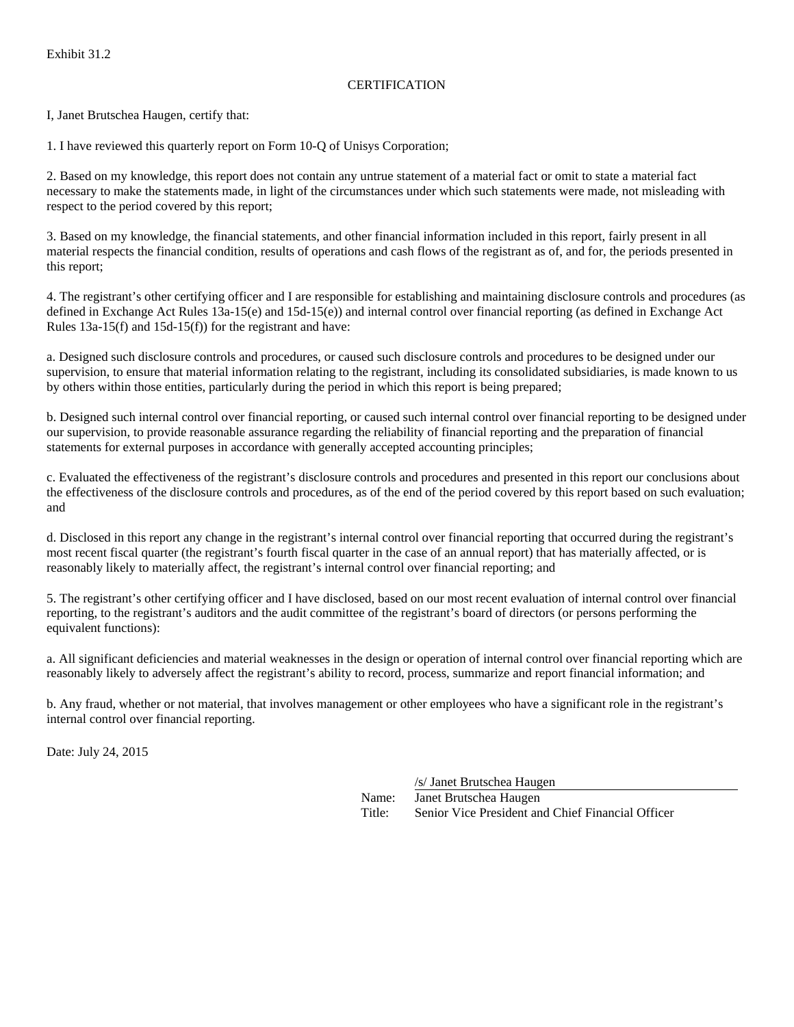Exhibit 31.2

CERTIFICATION

I, Janet Brutschea Haugen, certify that:

1. I have reviewed this quarterly report on Form 10-Q of Unisys Corporation;

2. Based on my knowledge, this report does not contain any untrue statement of a material fact or omit to state a material fact necessary to make the statements made, in light of the circumstances under which such statements were made, not misleading with respect to the period covered by this report;

3. Based on my knowledge, the financial statements, and other financial information included in this report, fairly present in all material respects the financial condition, results of operations and cash flows of the registrant as of, and for, the periods presented in this report;

4. The registrant's other certifying officer and I are responsible for establishing and maintaining disclosure controls and procedures (as defined in Exchange Act Rules 13a-15(e) and 15d-15(e)) and internal control over financial reporting (as defined in Exchange Act Rules 13a-15(f) and 15d-15(f)) for the registrant and have:

a. Designed such disclosure controls and procedures, or caused such disclosure controls and procedures to be designed under our supervision, to ensure that material information relating to the registrant, including its consolidated subsidiaries, is made known to us by others within those entities, particularly during the period in which this report is being prepared;

b. Designed such internal control over financial reporting, or caused such internal control over financial reporting to be designed under our supervision, to provide reasonable assurance regarding the reliability of financial reporting and the preparation of financial statements for external purposes in accordance with generally accepted accounting principles;

c. Evaluated the effectiveness of the registrant's disclosure controls and procedures and presented in this report our conclusions about the effectiveness of the disclosure controls and procedures, as of the end of the period covered by this report based on such evaluation; and

d. Disclosed in this report any change in the registrant's internal control over financial reporting that occurred during the registrant's most recent fiscal quarter (the registrant's fourth fiscal quarter in the case of an annual report) that has materially affected, or is reasonably likely to materially affect, the registrant's internal control over financial reporting; and

5. The registrant's other certifying officer and I have disclosed, based on our most recent evaluation of internal control over financial reporting, to the registrant's auditors and the audit committee of the registrant's board of directors (or persons performing the equivalent functions):

a. All significant deficiencies and material weaknesses in the design or operation of internal control over financial reporting which are reasonably likely to adversely affect the registrant's ability to record, process, summarize and report financial information; and

b. Any fraud, whether or not material, that involves management or other employees who have a significant role in the registrant's internal control over financial reporting.

Date: July 24, 2015

/s/ Janet Brutschea Haugen

Name: Janet Brutschea Haugen

Title: Senior Vice President and Chief Financial Officer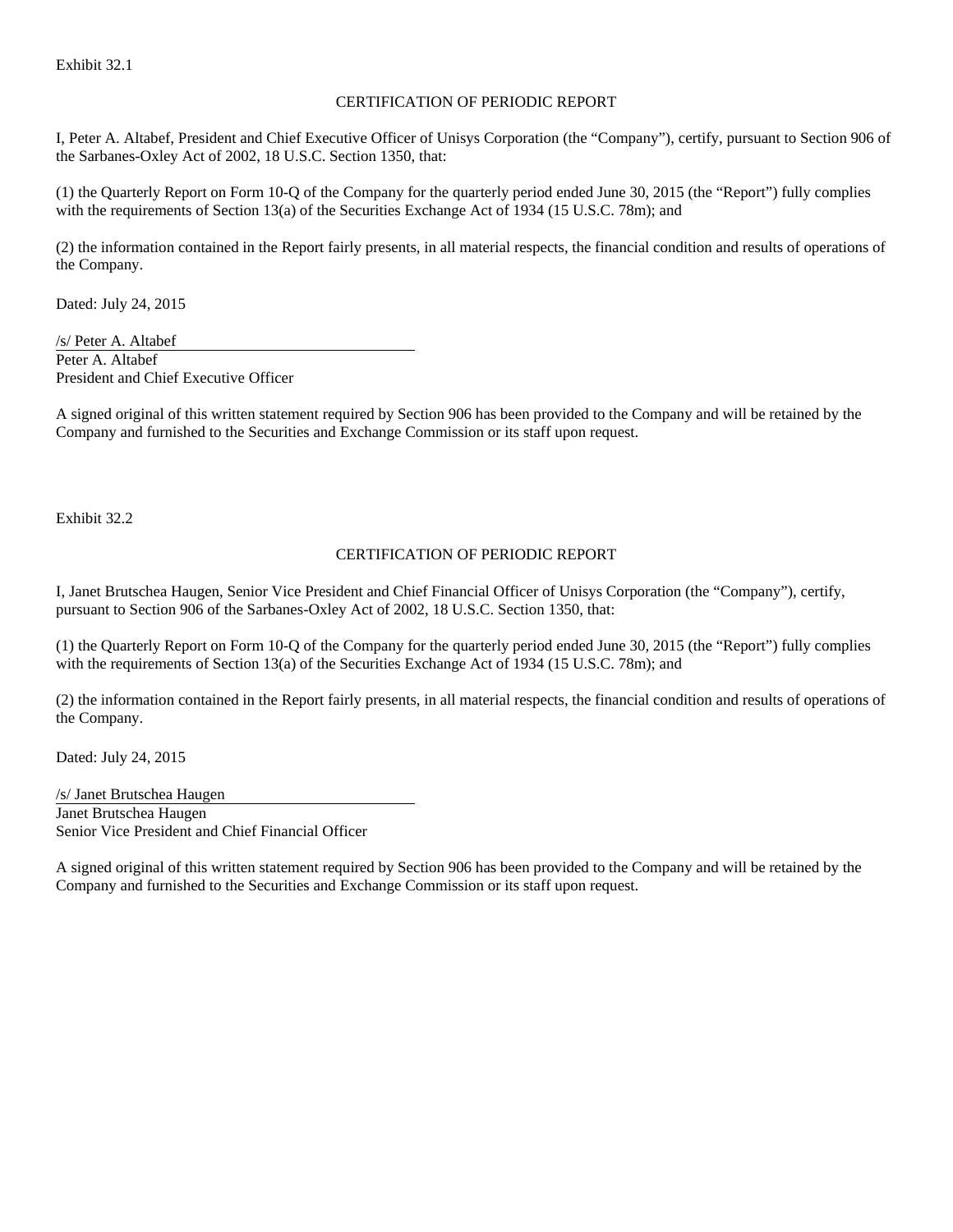Exhibit 32.1

CERTIFICATION OF PERIODIC REPORT

I, Peter A. Altabef, President and Chief Executive Officer of Unisys Corporation (the "Company"), certify, pursuant to Section 906 of the Sarbanes-Oxley Act of 2002, 18 U.S.C. Section 1350, that:

(1) the Quarterly Report on Form 10-Q of the Company for the quarterly period ended June 30, 2015 (the "Report") fully complies with the requirements of Section 13(a) of the Securities Exchange Act of 1934 (15 U.S.C. 78m); and

(2) the information contained in the Report fairly presents, in all material respects, the financial condition and results of operations of the Company.

Dated: July 24, 2015

/s/ Peter A. Altabef
Peter A. Altabef
President and Chief Executive Officer

A signed original of this written statement required by Section 906 has been provided to the Company and will be retained by the Company and furnished to the Securities and Exchange Commission or its staff upon request.

Exhibit 32.2

CERTIFICATION OF PERIODIC REPORT

I, Janet Brutschea Haugen, Senior Vice President and Chief Financial Officer of Unisys Corporation (the "Company"), certify, pursuant to Section 906 of the Sarbanes-Oxley Act of 2002, 18 U.S.C. Section 1350, that:

(1) the Quarterly Report on Form 10-Q of the Company for the quarterly period ended June 30, 2015 (the "Report") fully complies with the requirements of Section 13(a) of the Securities Exchange Act of 1934 (15 U.S.C. 78m); and

(2) the information contained in the Report fairly presents, in all material respects, the financial condition and results of operations of the Company.

Dated: July 24, 2015

/s/ Janet Brutschea Haugen
Janet Brutschea Haugen
Senior Vice President and Chief Financial Officer

A signed original of this written statement required by Section 906 has been provided to the Company and will be retained by the Company and furnished to the Securities and Exchange Commission or its staff upon request.